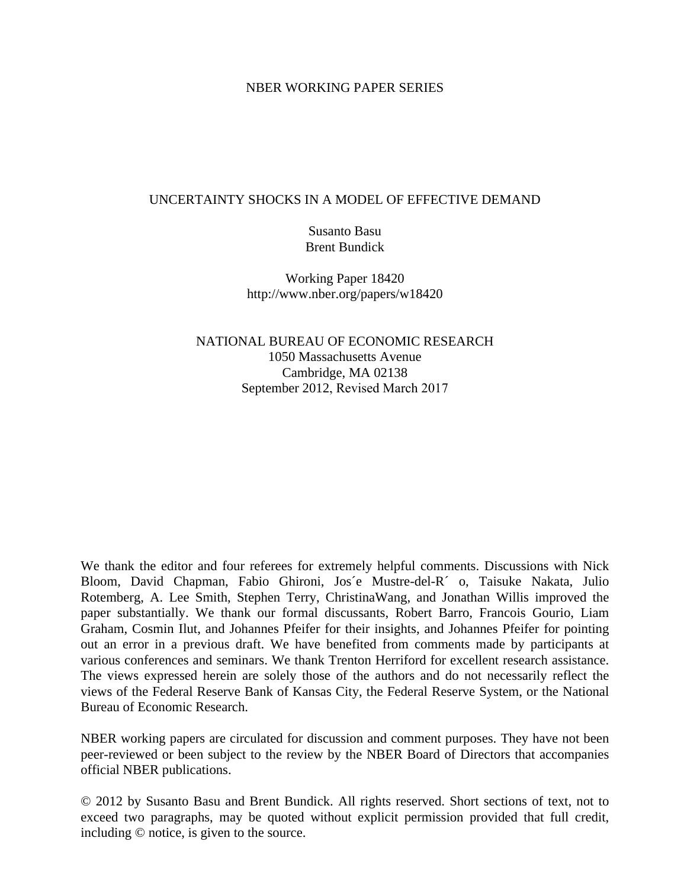NBER WORKING PAPER SERIES

# UNCERTAINTY SHOCKS IN A MODEL OF EFFECTIVE DEMAND

Susanto Basu
Brent Bundick

Working Paper 18420
http://www.nber.org/papers/w18420

NATIONAL BUREAU OF ECONOMIC RESEARCH
1050 Massachusetts Avenue
Cambridge, MA 02138
September 2012, Revised March 2017

We thank the editor and four referees for extremely helpful comments. Discussions with Nick Bloom, David Chapman, Fabio Ghironi, José Mustre-del-Río, Taisuke Nakata, Julio Rotemberg, A. Lee Smith, Stephen Terry, ChristinaWang, and Jonathan Willis improved the paper substantially. We thank our formal discussants, Robert Barro, Francois Gourio, Liam Graham, Cosmin Ilut, and Johannes Pfeifer for their insights, and Johannes Pfeifer for pointing out an error in a previous draft. We have benefited from comments made by participants at various conferences and seminars. We thank Trenton Herriford for excellent research assistance. The views expressed herein are solely those of the authors and do not necessarily reflect the views of the Federal Reserve Bank of Kansas City, the Federal Reserve System, or the National Bureau of Economic Research.

NBER working papers are circulated for discussion and comment purposes. They have not been peer-reviewed or been subject to the review by the NBER Board of Directors that accompanies official NBER publications.

© 2012 by Susanto Basu and Brent Bundick. All rights reserved. Short sections of text, not to exceed two paragraphs, may be quoted without explicit permission provided that full credit, including © notice, is given to the source.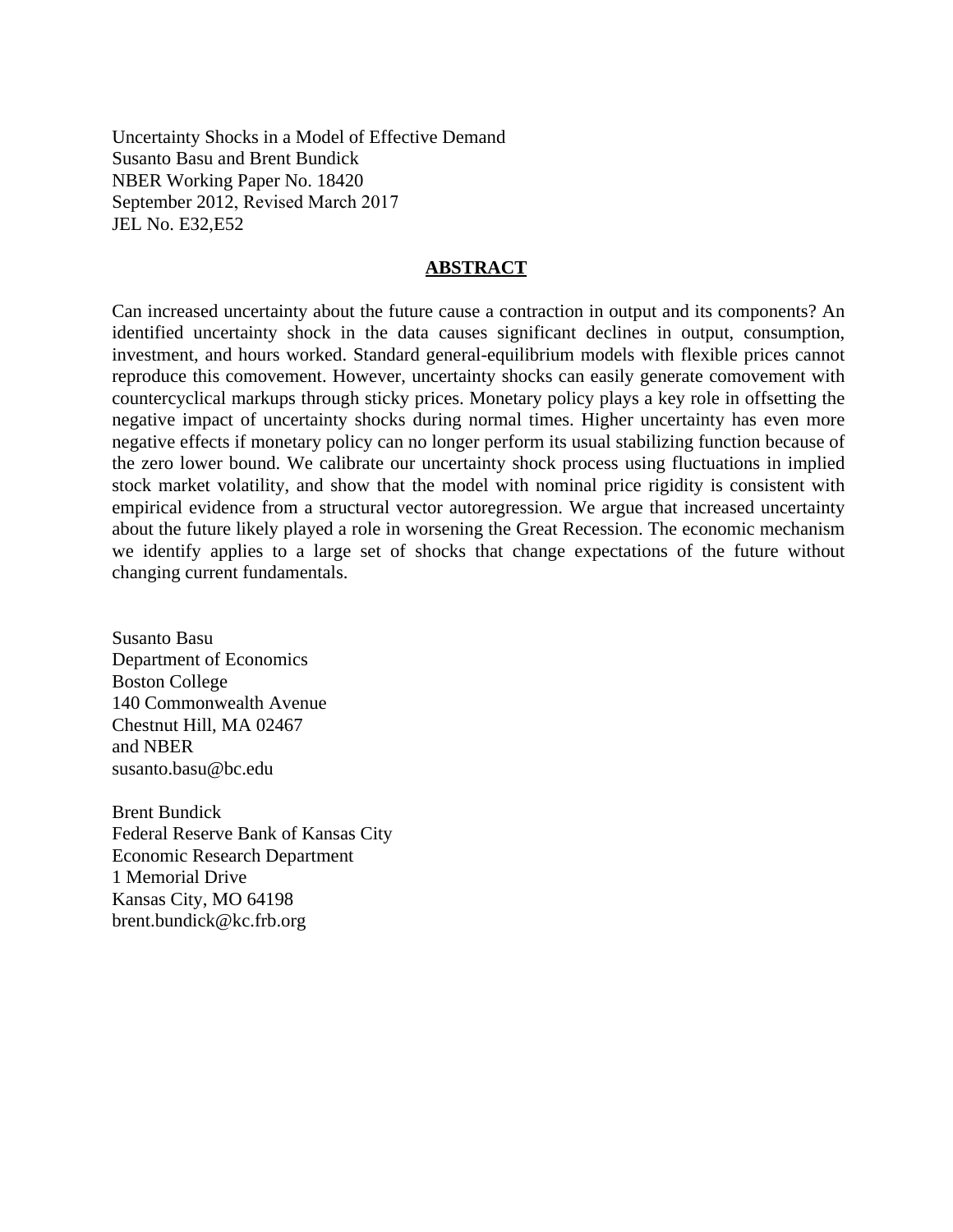Uncertainty Shocks in a Model of Effective Demand
Susanto Basu and Brent Bundick
NBER Working Paper No. 18420
September 2012, Revised March 2017
JEL No. E32,E52

## ABSTRACT

Can increased uncertainty about the future cause a contraction in output and its components? An identified uncertainty shock in the data causes significant declines in output, consumption, investment, and hours worked. Standard general-equilibrium models with flexible prices cannot reproduce this comovement. However, uncertainty shocks can easily generate comovement with countercyclical markups through sticky prices. Monetary policy plays a key role in offsetting the negative impact of uncertainty shocks during normal times. Higher uncertainty has even more negative effects if monetary policy can no longer perform its usual stabilizing function because of the zero lower bound. We calibrate our uncertainty shock process using fluctuations in implied stock market volatility, and show that the model with nominal price rigidity is consistent with empirical evidence from a structural vector autoregression. We argue that increased uncertainty about the future likely played a role in worsening the Great Recession. The economic mechanism we identify applies to a large set of shocks that change expectations of the future without changing current fundamentals.

Susanto Basu
Department of Economics
Boston College
140 Commonwealth Avenue
Chestnut Hill, MA 02467
and NBER
susanto.basu@bc.edu

Brent Bundick
Federal Reserve Bank of Kansas City
Economic Research Department
1 Memorial Drive
Kansas City, MO 64198
brent.bundick@kc.frb.org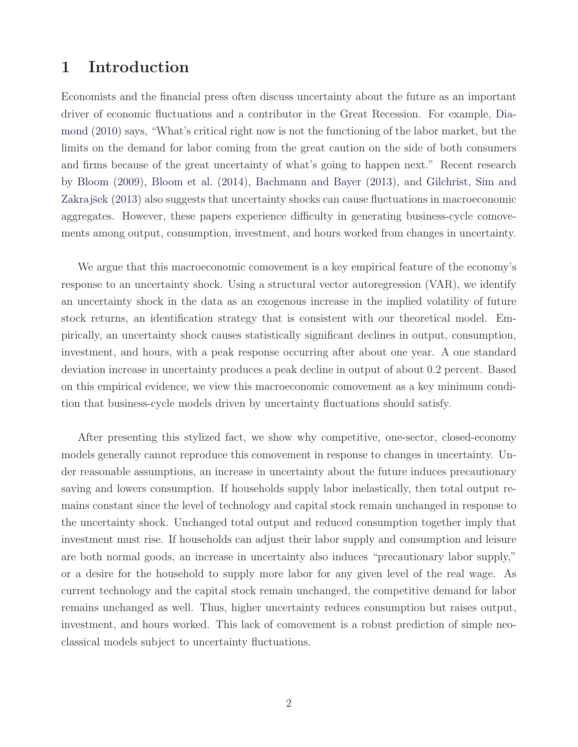# 1 Introduction

Economists and the financial press often discuss uncertainty about the future as an important driver of economic fluctuations and a contributor in the Great Recession. For example, Diamond (2010) says, "What's critical right now is not the functioning of the labor market, but the limits on the demand for labor coming from the great caution on the side of both consumers and firms because of the great uncertainty of what's going to happen next." Recent research by Bloom (2009), Bloom et al. (2014), Bachmann and Bayer (2013), and Gilchrist, Sim and Zakrajšek (2013) also suggests that uncertainty shocks can cause fluctuations in macroeconomic aggregates. However, these papers experience difficulty in generating business-cycle comovements among output, consumption, investment, and hours worked from changes in uncertainty.

We argue that this macroeconomic comovement is a key empirical feature of the economy's response to an uncertainty shock. Using a structural vector autoregression (VAR), we identify an uncertainty shock in the data as an exogenous increase in the implied volatility of future stock returns, an identification strategy that is consistent with our theoretical model. Empirically, an uncertainty shock causes statistically significant declines in output, consumption, investment, and hours, with a peak response occurring after about one year. A one standard deviation increase in uncertainty produces a peak decline in output of about 0.2 percent. Based on this empirical evidence, we view this macroeconomic comovement as a key minimum condition that business-cycle models driven by uncertainty fluctuations should satisfy.

After presenting this stylized fact, we show why competitive, one-sector, closed-economy models generally cannot reproduce this comovement in response to changes in uncertainty. Under reasonable assumptions, an increase in uncertainty about the future induces precautionary saving and lowers consumption. If households supply labor inelastically, then total output remains constant since the level of technology and capital stock remain unchanged in response to the uncertainty shock. Unchanged total output and reduced consumption together imply that investment must rise. If households can adjust their labor supply and consumption and leisure are both normal goods, an increase in uncertainty also induces "precautionary labor supply," or a desire for the household to supply more labor for any given level of the real wage. As current technology and the capital stock remain unchanged, the competitive demand for labor remains unchanged as well. Thus, higher uncertainty reduces consumption but raises output, investment, and hours worked. This lack of comovement is a robust prediction of simple neoclassical models subject to uncertainty fluctuations.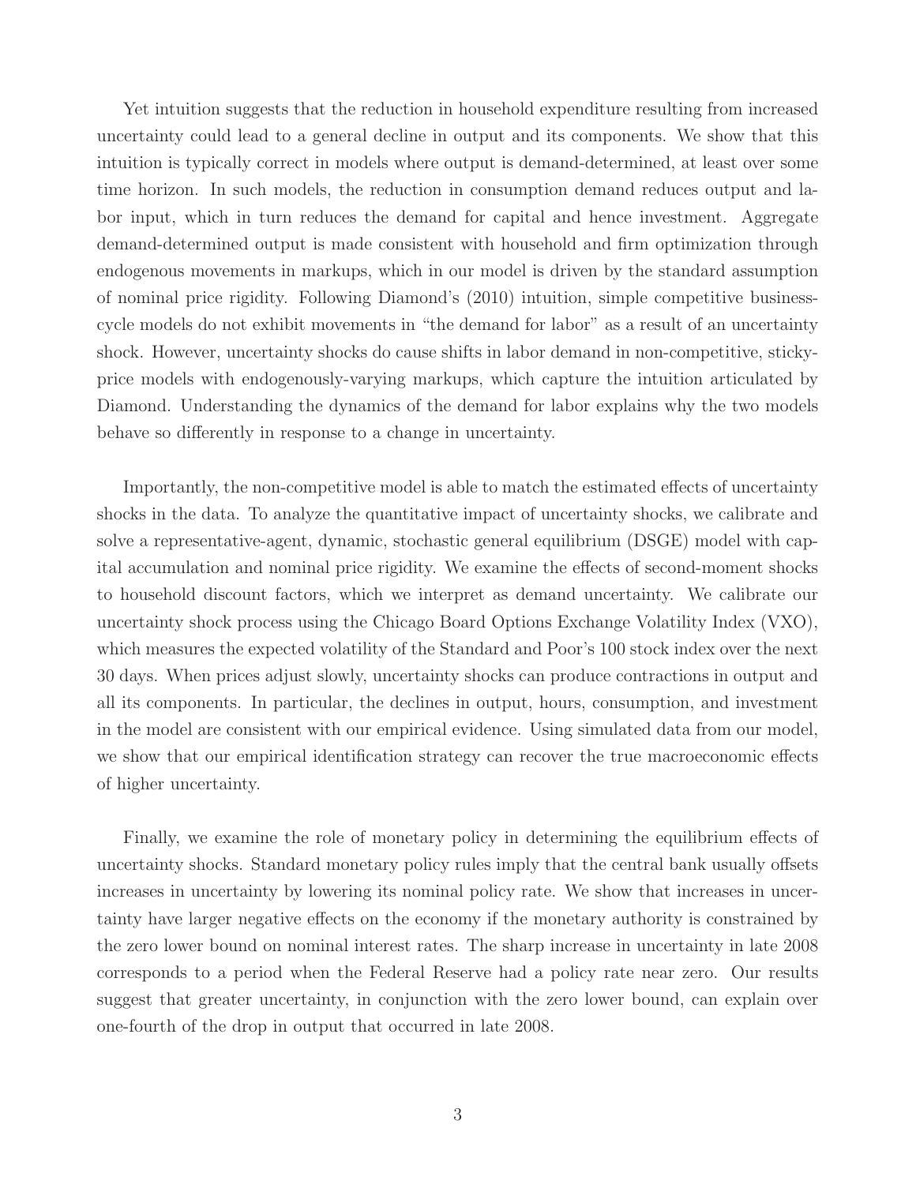Yet intuition suggests that the reduction in household expenditure resulting from increased uncertainty could lead to a general decline in output and its components. We show that this intuition is typically correct in models where output is demand-determined, at least over some time horizon. In such models, the reduction in consumption demand reduces output and labor input, which in turn reduces the demand for capital and hence investment. Aggregate demand-determined output is made consistent with household and firm optimization through endogenous movements in markups, which in our model is driven by the standard assumption of nominal price rigidity. Following Diamond's (2010) intuition, simple competitive business-cycle models do not exhibit movements in "the demand for labor" as a result of an uncertainty shock. However, uncertainty shocks do cause shifts in labor demand in non-competitive, sticky-price models with endogenously-varying markups, which capture the intuition articulated by Diamond. Understanding the dynamics of the demand for labor explains why the two models behave so differently in response to a change in uncertainty.

Importantly, the non-competitive model is able to match the estimated effects of uncertainty shocks in the data. To analyze the quantitative impact of uncertainty shocks, we calibrate and solve a representative-agent, dynamic, stochastic general equilibrium (DSGE) model with capital accumulation and nominal price rigidity. We examine the effects of second-moment shocks to household discount factors, which we interpret as demand uncertainty. We calibrate our uncertainty shock process using the Chicago Board Options Exchange Volatility Index (VXO), which measures the expected volatility of the Standard and Poor's 100 stock index over the next 30 days. When prices adjust slowly, uncertainty shocks can produce contractions in output and all its components. In particular, the declines in output, hours, consumption, and investment in the model are consistent with our empirical evidence. Using simulated data from our model, we show that our empirical identification strategy can recover the true macroeconomic effects of higher uncertainty.

Finally, we examine the role of monetary policy in determining the equilibrium effects of uncertainty shocks. Standard monetary policy rules imply that the central bank usually offsets increases in uncertainty by lowering its nominal policy rate. We show that increases in uncertainty have larger negative effects on the economy if the monetary authority is constrained by the zero lower bound on nominal interest rates. The sharp increase in uncertainty in late 2008 corresponds to a period when the Federal Reserve had a policy rate near zero. Our results suggest that greater uncertainty, in conjunction with the zero lower bound, can explain over one-fourth of the drop in output that occurred in late 2008.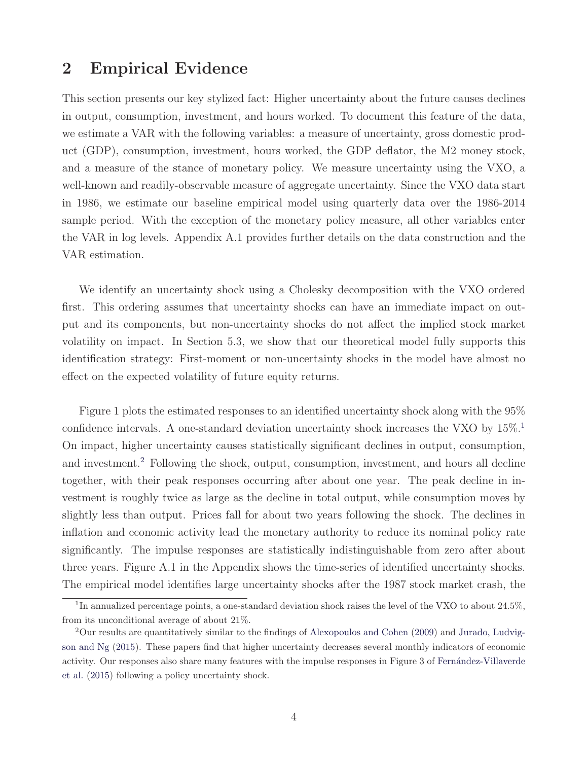## 2 Empirical Evidence

This section presents our key stylized fact: Higher uncertainty about the future causes declines in output, consumption, investment, and hours worked. To document this feature of the data, we estimate a VAR with the following variables: a measure of uncertainty, gross domestic product (GDP), consumption, investment, hours worked, the GDP deflator, the M2 money stock, and a measure of the stance of monetary policy. We measure uncertainty using the VXO, a well-known and readily-observable measure of aggregate uncertainty. Since the VXO data start in 1986, we estimate our baseline empirical model using quarterly data over the 1986-2014 sample period. With the exception of the monetary policy measure, all other variables enter the VAR in log levels. Appendix A.1 provides further details on the data construction and the VAR estimation.

We identify an uncertainty shock using a Cholesky decomposition with the VXO ordered first. This ordering assumes that uncertainty shocks can have an immediate impact on output and its components, but non-uncertainty shocks do not affect the implied stock market volatility on impact. In Section 5.3, we show that our theoretical model fully supports this identification strategy: First-moment or non-uncertainty shocks in the model have almost no effect on the expected volatility of future equity returns.

Figure 1 plots the estimated responses to an identified uncertainty shock along with the 95% confidence intervals. A one-standard deviation uncertainty shock increases the VXO by 15%.[1] On impact, higher uncertainty causes statistically significant declines in output, consumption, and investment.[2] Following the shock, output, consumption, investment, and hours all decline together, with their peak responses occurring after about one year. The peak decline in investment is roughly twice as large as the decline in total output, while consumption moves by slightly less than output. Prices fall for about two years following the shock. The declines in inflation and economic activity lead the monetary authority to reduce its nominal policy rate significantly. The impulse responses are statistically indistinguishable from zero after about three years. Figure A.1 in the Appendix shows the time-series of identified uncertainty shocks. The empirical model identifies large uncertainty shocks after the 1987 stock market crash, the

[1] In annualized percentage points, a one-standard deviation shock raises the level of the VXO to about 24.5%, from its unconditional average of about 21%.

[2] Our results are quantitatively similar to the findings of Alexopoulos and Cohen (2009) and Jurado, Ludvigson and Ng (2015). These papers find that higher uncertainty decreases several monthly indicators of economic activity. Our responses also share many features with the impulse responses in Figure 3 of Fernández-Villaverde et al. (2015) following a policy uncertainty shock.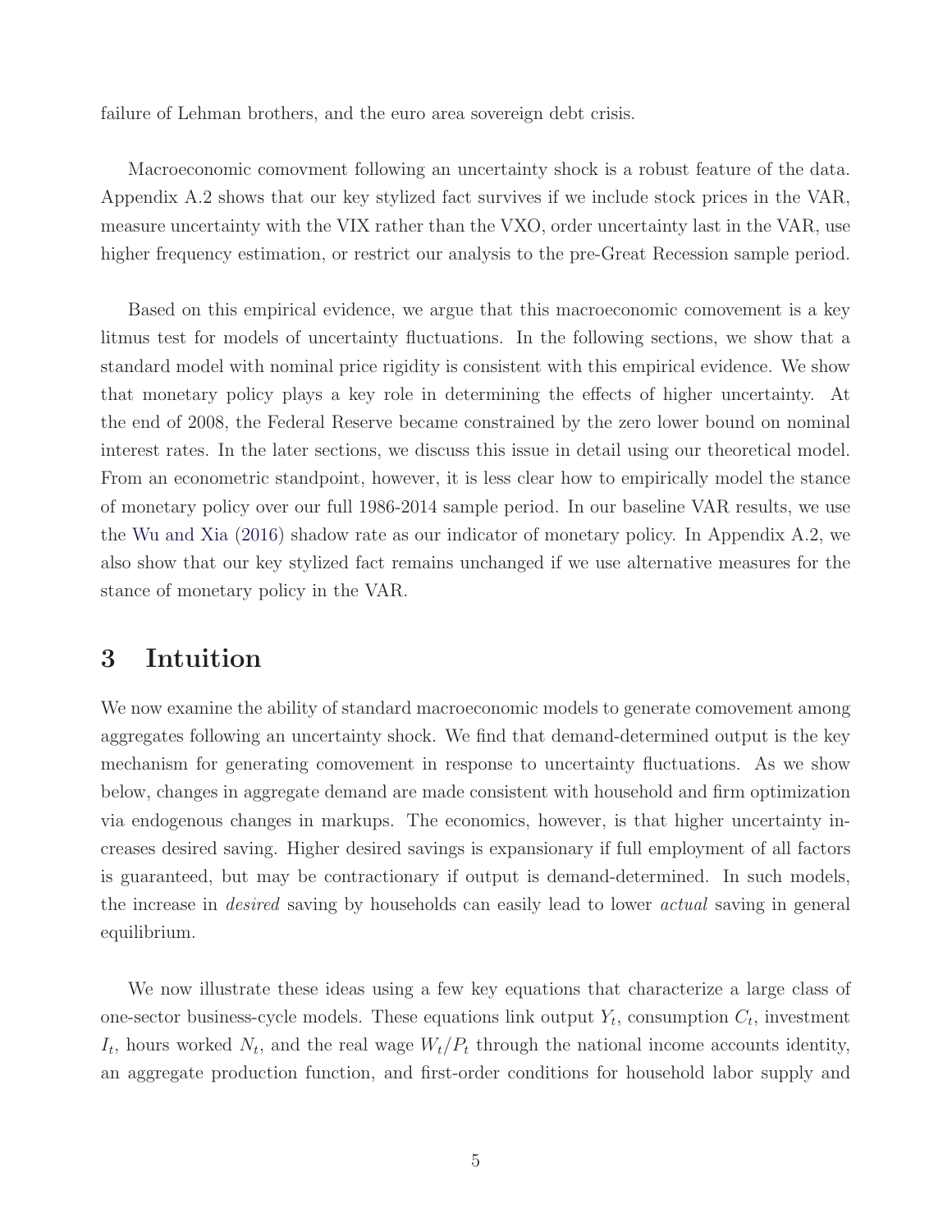failure of Lehman brothers, and the euro area sovereign debt crisis.

Macroeconomic comovment following an uncertainty shock is a robust feature of the data. Appendix A.2 shows that our key stylized fact survives if we include stock prices in the VAR, measure uncertainty with the VIX rather than the VXO, order uncertainty last in the VAR, use higher frequency estimation, or restrict our analysis to the pre-Great Recession sample period.

Based on this empirical evidence, we argue that this macroeconomic comovement is a key litmus test for models of uncertainty fluctuations. In the following sections, we show that a standard model with nominal price rigidity is consistent with this empirical evidence. We show that monetary policy plays a key role in determining the effects of higher uncertainty. At the end of 2008, the Federal Reserve became constrained by the zero lower bound on nominal interest rates. In the later sections, we discuss this issue in detail using our theoretical model. From an econometric standpoint, however, it is less clear how to empirically model the stance of monetary policy over our full 1986-2014 sample period. In our baseline VAR results, we use the Wu and Xia (2016) shadow rate as our indicator of monetary policy. In Appendix A.2, we also show that our key stylized fact remains unchanged if we use alternative measures for the stance of monetary policy in the VAR.

# 3 Intuition

We now examine the ability of standard macroeconomic models to generate comovement among aggregates following an uncertainty shock. We find that demand-determined output is the key mechanism for generating comovement in response to uncertainty fluctuations. As we show below, changes in aggregate demand are made consistent with household and firm optimization via endogenous changes in markups. The economics, however, is that higher uncertainty increases desired saving. Higher desired savings is expansionary if full employment of all factors is guaranteed, but may be contractionary if output is demand-determined. In such models, the increase in *desired* saving by households can easily lead to lower *actual* saving in general equilibrium.

We now illustrate these ideas using a few key equations that characterize a large class of one-sector business-cycle models. These equations link output $Y_t$, consumption $C_t$, investment $I_t$, hours worked $N_t$, and the real wage $W_t/P_t$ through the national income accounts identity, an aggregate production function, and first-order conditions for household labor supply and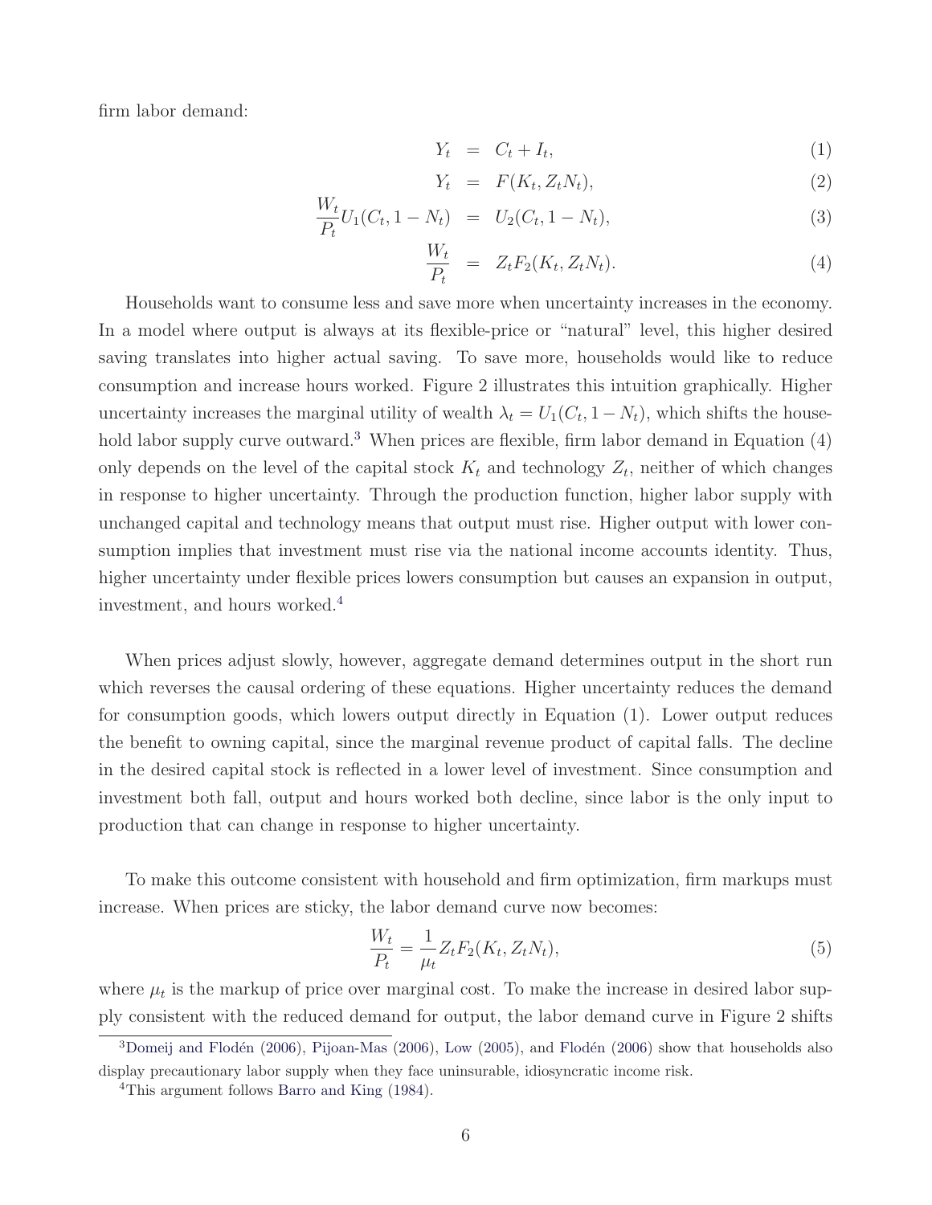firm labor demand:

$$Y_t = C_t + I_t, \tag{1}$$

$$Y_t = F(K_t, Z_t N_t), \tag{2}$$

$$\frac{W_t}{P_t} U_1(C_t, 1 - N_t) = U_2(C_t, 1 - N_t), \tag{3}$$

$$\frac{W_t}{P_t} = Z_t F_2(K_t, Z_t N_t). \tag{4}$$

Households want to consume less and save more when uncertainty increases in the economy. In a model where output is always at its flexible-price or "natural" level, this higher desired saving translates into higher actual saving. To save more, households would like to reduce consumption and increase hours worked. Figure 2 illustrates this intuition graphically. Higher uncertainty increases the marginal utility of wealth $\lambda_t = U_1(C_t, 1 - N_t)$, which shifts the household labor supply curve outward.[3] When prices are flexible, firm labor demand in Equation (4) only depends on the level of the capital stock $K_t$ and technology $Z_t$, neither of which changes in response to higher uncertainty. Through the production function, higher labor supply with unchanged capital and technology means that output must rise. Higher output with lower consumption implies that investment must rise via the national income accounts identity. Thus, higher uncertainty under flexible prices lowers consumption but causes an expansion in output, investment, and hours worked.[4]

When prices adjust slowly, however, aggregate demand determines output in the short run which reverses the causal ordering of these equations. Higher uncertainty reduces the demand for consumption goods, which lowers output directly in Equation (1). Lower output reduces the benefit to owning capital, since the marginal revenue product of capital falls. The decline in the desired capital stock is reflected in a lower level of investment. Since consumption and investment both fall, output and hours worked both decline, since labor is the only input to production that can change in response to higher uncertainty.

To make this outcome consistent with household and firm optimization, firm markups must increase. When prices are sticky, the labor demand curve now becomes:

$$\frac{W_t}{P_t} = \frac{1}{\mu_t} Z_t F_2(K_t, Z_t N_t), \tag{5}$$

where $\mu_t$ is the markup of price over marginal cost. To make the increase in desired labor supply consistent with the reduced demand for output, the labor demand curve in Figure 2 shifts

[3] Domeij and Flodén (2006), Pijoan-Mas (2006), Low (2005), and Flodén (2006) show that households also display precautionary labor supply when they face uninsurable, idiosyncratic income risk.

[4] This argument follows Barro and King (1984).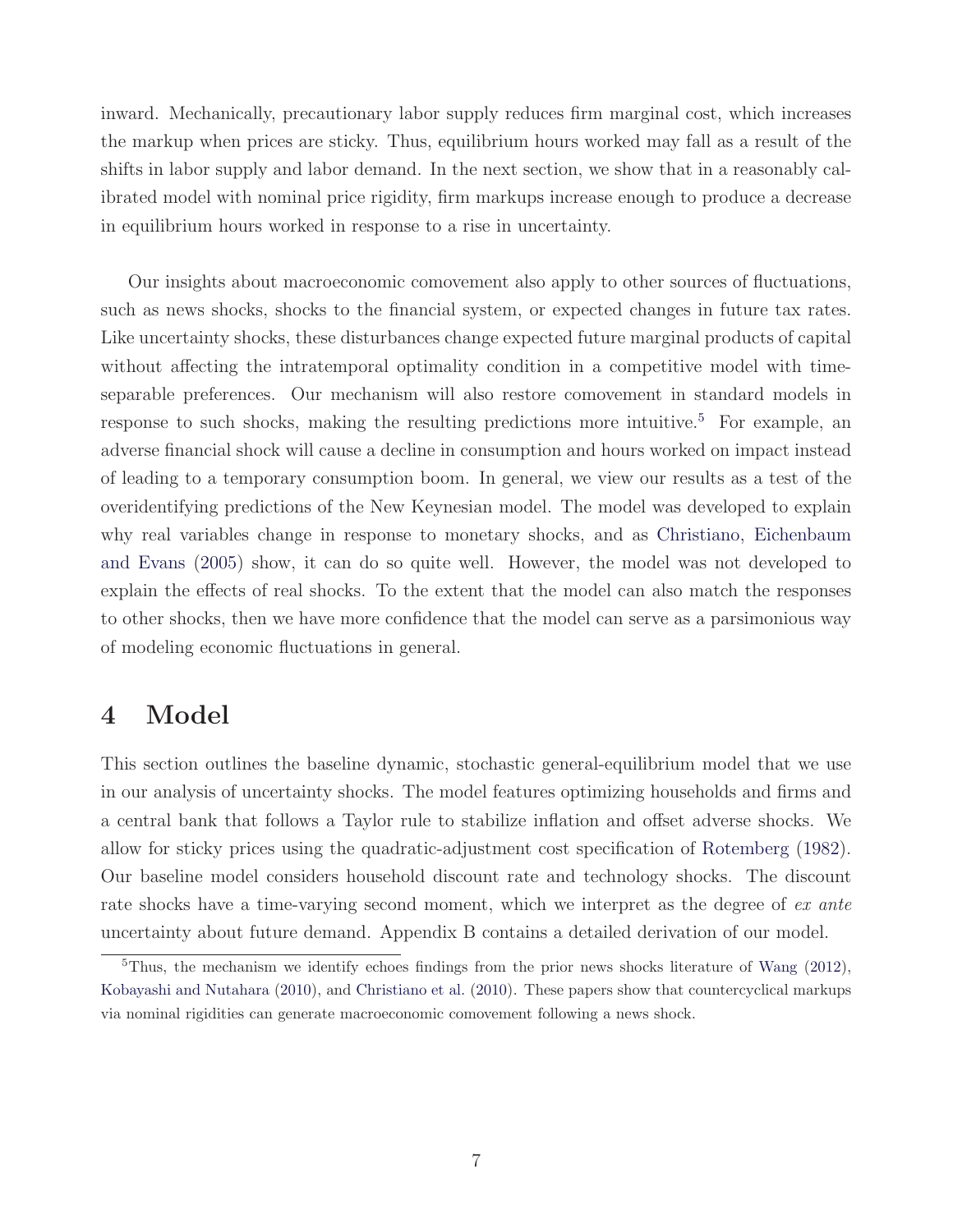inward. Mechanically, precautionary labor supply reduces firm marginal cost, which increases the markup when prices are sticky. Thus, equilibrium hours worked may fall as a result of the shifts in labor supply and labor demand. In the next section, we show that in a reasonably calibrated model with nominal price rigidity, firm markups increase enough to produce a decrease in equilibrium hours worked in response to a rise in uncertainty.

Our insights about macroeconomic comovement also apply to other sources of fluctuations, such as news shocks, shocks to the financial system, or expected changes in future tax rates. Like uncertainty shocks, these disturbances change expected future marginal products of capital without affecting the intratemporal optimality condition in a competitive model with time-separable preferences. Our mechanism will also restore comovement in standard models in response to such shocks, making the resulting predictions more intuitive.[5] For example, an adverse financial shock will cause a decline in consumption and hours worked on impact instead of leading to a temporary consumption boom. In general, we view our results as a test of the overidentifying predictions of the New Keynesian model. The model was developed to explain why real variables change in response to monetary shocks, and as Christiano, Eichenbaum and Evans (2005) show, it can do so quite well. However, the model was not developed to explain the effects of real shocks. To the extent that the model can also match the responses to other shocks, then we have more confidence that the model can serve as a parsimonious way of modeling economic fluctuations in general.

# 4 Model

This section outlines the baseline dynamic, stochastic general-equilibrium model that we use in our analysis of uncertainty shocks. The model features optimizing households and firms and a central bank that follows a Taylor rule to stabilize inflation and offset adverse shocks. We allow for sticky prices using the quadratic-adjustment cost specification of Rotemberg (1982). Our baseline model considers household discount rate and technology shocks. The discount rate shocks have a time-varying second moment, which we interpret as the degree of *ex ante* uncertainty about future demand. Appendix B contains a detailed derivation of our model.

[5] Thus, the mechanism we identify echoes findings from the prior news shocks literature of Wang (2012), Kobayashi and Nutahara (2010), and Christiano et al. (2010). These papers show that countercyclical markups via nominal rigidities can generate macroeconomic comovement following a news shock.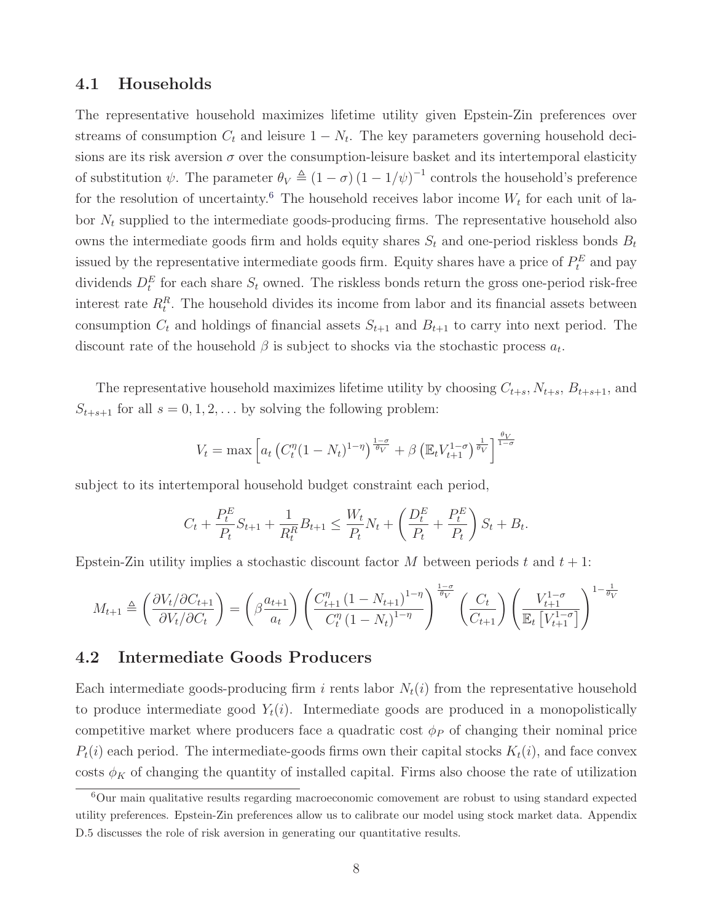## 4.1 Households

The representative household maximizes lifetime utility given Epstein-Zin preferences over streams of consumption $C_t$ and leisure $1 - N_t$. The key parameters governing household decisions are its risk aversion $\sigma$ over the consumption-leisure basket and its intertemporal elasticity of substitution $\psi$. The parameter $\theta_V \triangleq (1-\sigma)(1-1/\psi)^{-1}$ controls the household's preference for the resolution of uncertainty.[6] The household receives labor income $W_t$ for each unit of labor $N_t$ supplied to the intermediate goods-producing firms. The representative household also owns the intermediate goods firm and holds equity shares $S_t$ and one-period riskless bonds $B_t$ issued by the representative intermediate goods firm. Equity shares have a price of $P_t^E$ and pay dividends $D_t^E$ for each share $S_t$ owned. The riskless bonds return the gross one-period risk-free interest rate $R_t^R$. The household divides its income from labor and its financial assets between consumption $C_t$ and holdings of financial assets $S_{t+1}$ and $B_{t+1}$ to carry into next period. The discount rate of the household $\beta$ is subject to shocks via the stochastic process $a_t$.

The representative household maximizes lifetime utility by choosing $C_{t+s}$, $N_{t+s}$, $B_{t+s+1}$, and $S_{t+s+1}$ for all $s = 0, 1, 2, \ldots$ by solving the following problem:

$$V_t = \max \left[ a_t \left( C_t^{\eta} (1-N_t)^{1-\eta} \right)^{\frac{1-\sigma}{\theta_V}} + \beta \left( \mathbb{E}_t V_{t+1}^{1-\sigma} \right)^{\frac{1}{\theta_V}} \right]^{\frac{\theta_V}{1-\sigma}}$$

subject to its intertemporal household budget constraint each period,

$$C_t + \frac{P_t^E}{P_t} S_{t+1} + \frac{1}{R_t^R} B_{t+1} \leq \frac{W_t}{P_t} N_t + \left( \frac{D_t^E}{P_t} + \frac{P_t^E}{P_t} \right) S_t + B_t.$$

Epstein-Zin utility implies a stochastic discount factor $M$ between periods $t$ and $t+1$:

$$M_{t+1} \triangleq \left( \frac{\partial V_t / \partial C_{t+1}}{\partial V_t / \partial C_t} \right) = \left( \beta \frac{a_{t+1}}{a_t} \right) \left( \frac{C_{t+1}^{\eta} \left(1 - N_{t+1}\right)^{1-\eta}}{C_t^{\eta} \left(1 - N_t\right)^{1-\eta}} \right)^{\frac{1-\sigma}{\theta_V}} \left( \frac{C_t}{C_{t+1}} \right) \left( \frac{V_{t+1}^{1-\sigma}}{\mathbb{E}_t \left[ V_{t+1}^{1-\sigma} \right]} \right)^{1 - \frac{1}{\theta_V}}$$

## 4.2 Intermediate Goods Producers

Each intermediate goods-producing firm $i$ rents labor $N_t(i)$ from the representative household to produce intermediate good $Y_t(i)$. Intermediate goods are produced in a monopolistically competitive market where producers face a quadratic cost $\phi_P$ of changing their nominal price $P_t(i)$ each period. The intermediate-goods firms own their capital stocks $K_t(i)$, and face convex costs $\phi_K$ of changing the quantity of installed capital. Firms also choose the rate of utilization

[6] Our main qualitative results regarding macroeconomic comovement are robust to using standard expected utility preferences. Epstein-Zin preferences allow us to calibrate our model using stock market data. Appendix D.5 discusses the role of risk aversion in generating our quantitative results.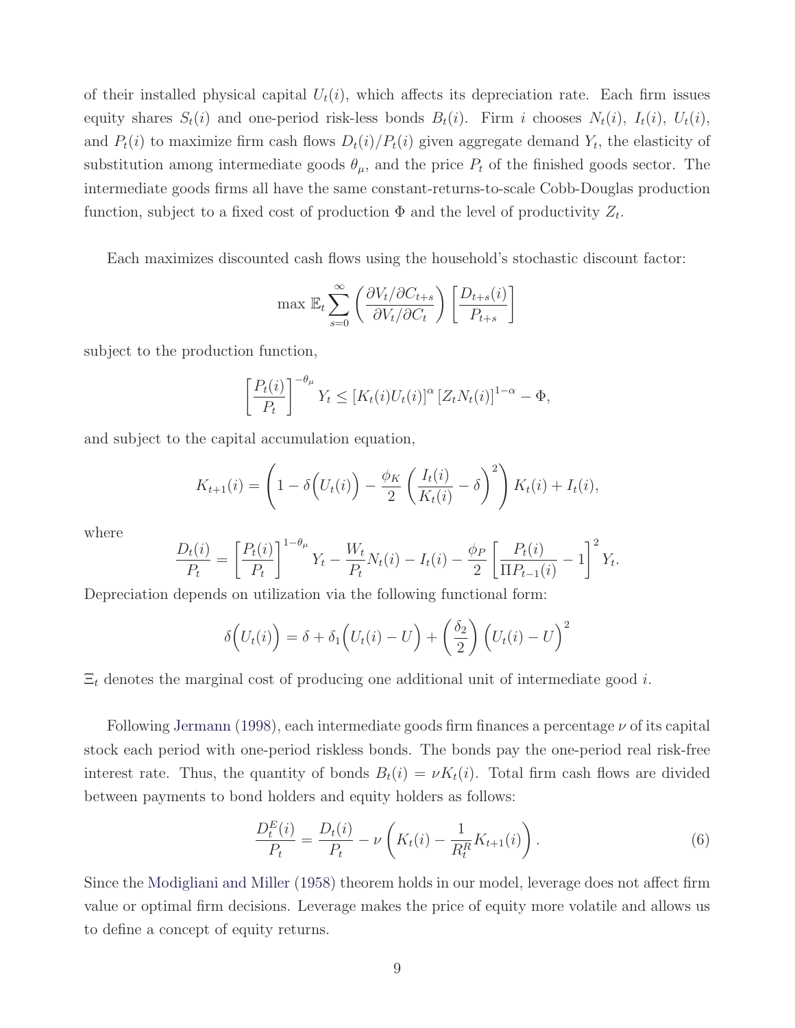of their installed physical capital $U_t(i)$, which affects its depreciation rate. Each firm issues equity shares $S_t(i)$ and one-period risk-less bonds $B_t(i)$. Firm $i$ chooses $N_t(i)$, $I_t(i)$, $U_t(i)$, and $P_t(i)$ to maximize firm cash flows $D_t(i)/P_t(i)$ given aggregate demand $Y_t$, the elasticity of substitution among intermediate goods $\theta_\mu$, and the price $P_t$ of the finished goods sector. The intermediate goods firms all have the same constant-returns-to-scale Cobb-Douglas production function, subject to a fixed cost of production $\Phi$ and the level of productivity $Z_t$.

Each maximizes discounted cash flows using the household's stochastic discount factor:

$$\max \mathbb{E}_t \sum_{s=0}^{\infty} \left( \frac{\partial V_t / \partial C_{t+s}}{\partial V_t / \partial C_t} \right) \left[ \frac{D_{t+s}(i)}{P_{t+s}} \right]$$

subject to the production function,

$$\left[ \frac{P_t(i)}{P_t} \right]^{-\theta_\mu} Y_t \leq \left[ K_t(i) U_t(i) \right]^{\alpha} \left[ Z_t N_t(i) \right]^{1-\alpha} - \Phi,$$

and subject to the capital accumulation equation,

$$K_{t+1}(i) = \left( 1 - \delta\Big(U_t(i)\Big) - \frac{\phi_K}{2} \left( \frac{I_t(i)}{K_t(i)} - \delta \right)^2 \right) K_t(i) + I_t(i),$$

where

$$\frac{D_t(i)}{P_t} = \left[ \frac{P_t(i)}{P_t} \right]^{1-\theta_\mu} Y_t - \frac{W_t}{P_t} N_t(i) - I_t(i) - \frac{\phi_P}{2} \left[ \frac{P_t(i)}{\Pi P_{t-1}(i)} - 1 \right]^2 Y_t.$$

Depreciation depends on utilization via the following functional form:

$$\delta\Big(U_t(i)\Big) = \delta + \delta_1 \Big(U_t(i) - U\Big) + \left( \frac{\delta_2}{2} \right) \Big(U_t(i) - U\Big)^2$$

$\Xi_t$ denotes the marginal cost of producing one additional unit of intermediate good $i$.

Following Jermann (1998), each intermediate goods firm finances a percentage $\nu$ of its capital stock each period with one-period riskless bonds. The bonds pay the one-period real risk-free interest rate. Thus, the quantity of bonds $B_t(i) = \nu K_t(i)$. Total firm cash flows are divided between payments to bond holders and equity holders as follows:

$$\frac{D_t^E(i)}{P_t} = \frac{D_t(i)}{P_t} - \nu \left( K_t(i) - \frac{1}{R_t^R} K_{t+1}(i) \right). \tag{6}$$

Since the Modigliani and Miller (1958) theorem holds in our model, leverage does not affect firm value or optimal firm decisions. Leverage makes the price of equity more volatile and allows us to define a concept of equity returns.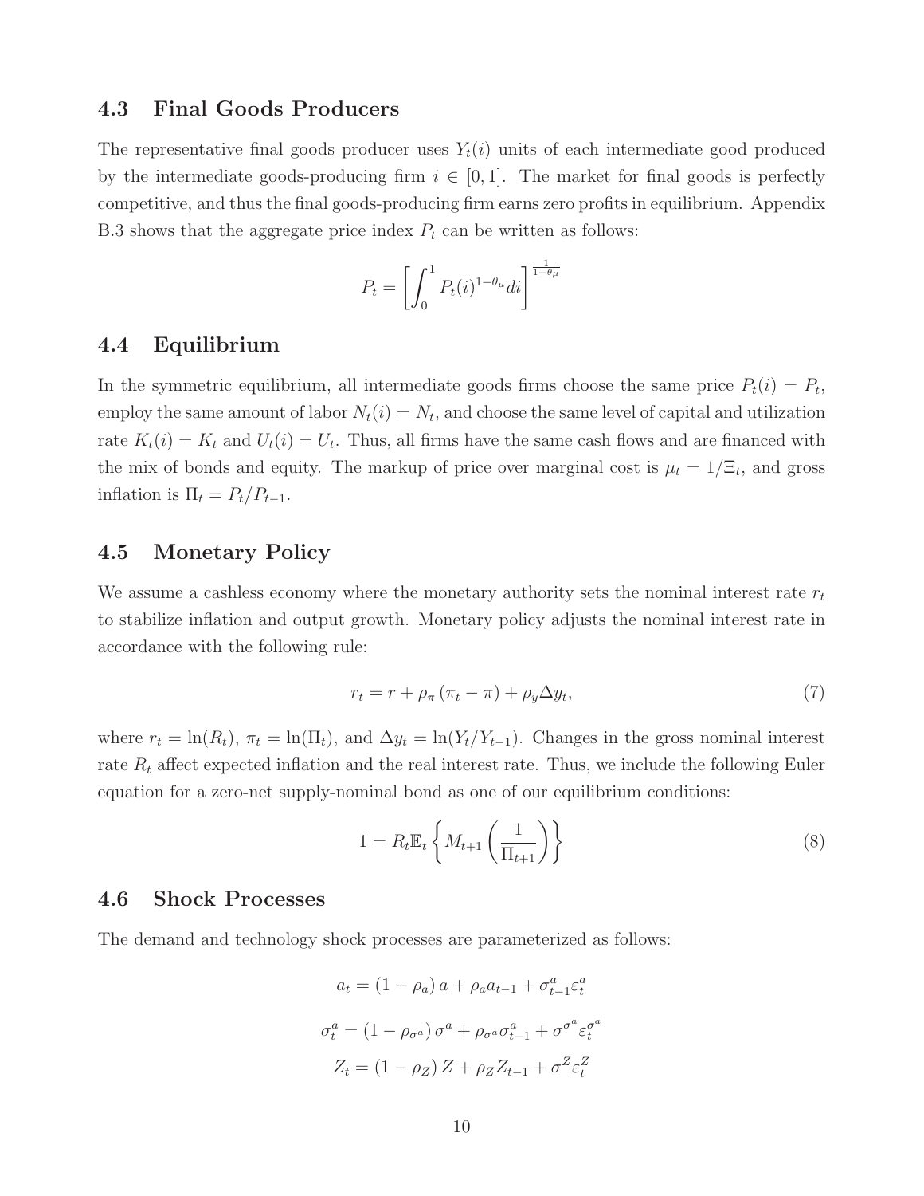### 4.3 Final Goods Producers

The representative final goods producer uses $Y_t(i)$ units of each intermediate good produced by the intermediate goods-producing firm $i \in [0,1]$. The market for final goods is perfectly competitive, and thus the final goods-producing firm earns zero profits in equilibrium. Appendix B.3 shows that the aggregate price index $P_t$ can be written as follows:

$$P_t = \left[ \int_0^1 P_t(i)^{1-\theta_\mu} di \right]^{\frac{1}{1-\theta_\mu}}$$

### 4.4 Equilibrium

In the symmetric equilibrium, all intermediate goods firms choose the same price $P_t(i) = P_t$, employ the same amount of labor $N_t(i) = N_t$, and choose the same level of capital and utilization rate $K_t(i) = K_t$ and $U_t(i) = U_t$. Thus, all firms have the same cash flows and are financed with the mix of bonds and equity. The markup of price over marginal cost is $\mu_t = 1/\Xi_t$, and gross inflation is $\Pi_t = P_t/P_{t-1}$.

### 4.5 Monetary Policy

We assume a cashless economy where the monetary authority sets the nominal interest rate $r_t$ to stabilize inflation and output growth. Monetary policy adjusts the nominal interest rate in accordance with the following rule:

$$r_t = r + \rho_\pi (\pi_t - \pi) + \rho_y \Delta y_t, \tag{7}$$

where $r_t = \ln(R_t)$, $\pi_t = \ln(\Pi_t)$, and $\Delta y_t = \ln(Y_t/Y_{t-1})$. Changes in the gross nominal interest rate $R_t$ affect expected inflation and the real interest rate. Thus, we include the following Euler equation for a zero-net supply-nominal bond as one of our equilibrium conditions:

$$1 = R_t \mathbb{E}_t \left\{ M_{t+1} \left( \frac{1}{\Pi_{t+1}} \right) \right\} \tag{8}$$

### 4.6 Shock Processes

The demand and technology shock processes are parameterized as follows:

$$a_t = (1-\rho_a)\, a + \rho_a a_{t-1} + \sigma_{t-1}^a \varepsilon_t^a$$

$$\sigma_t^a = (1-\rho_{\sigma^a})\, \sigma^a + \rho_{\sigma^a} \sigma_{t-1}^a + \sigma^{\sigma^a} \varepsilon_t^{\sigma^a}$$

$$Z_t = (1-\rho_Z)\, Z + \rho_Z Z_{t-1} + \sigma^Z \varepsilon_t^Z$$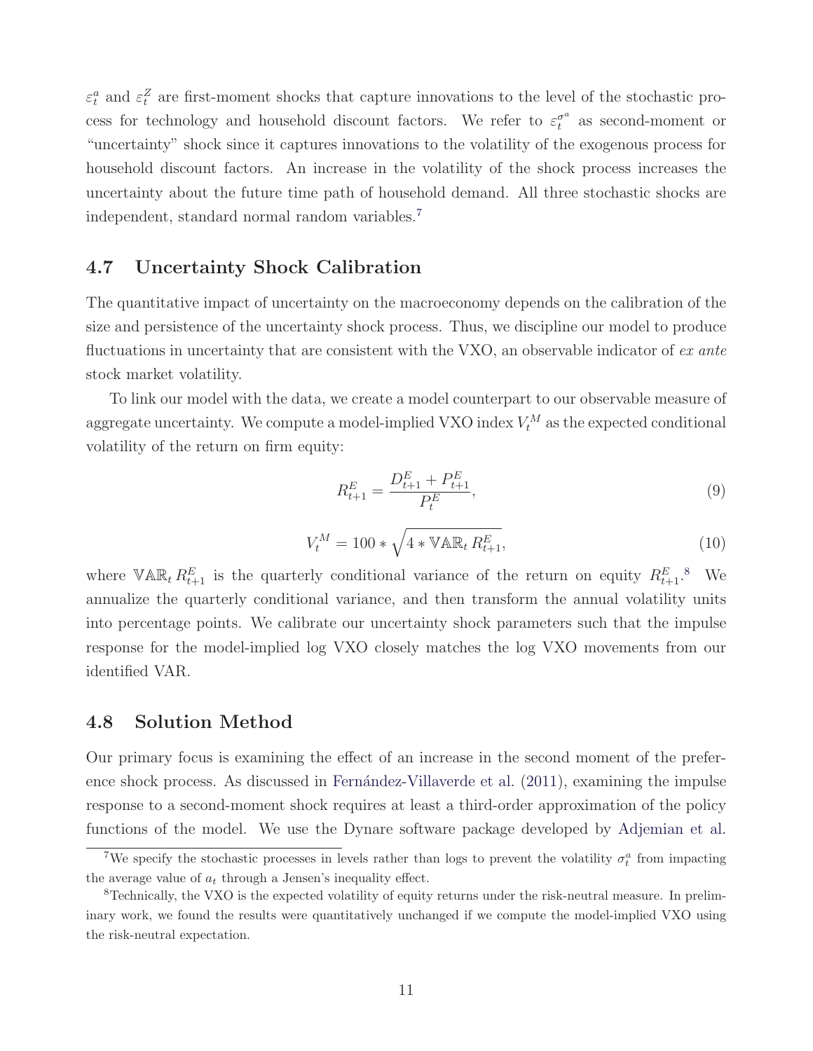$\varepsilon_t^a$ and $\varepsilon_t^Z$ are first-moment shocks that capture innovations to the level of the stochastic process for technology and household discount factors. We refer to $\varepsilon_t^{\sigma^a}$ as second-moment or "uncertainty" shock since it captures innovations to the volatility of the exogenous process for household discount factors. An increase in the volatility of the shock process increases the uncertainty about the future time path of household demand. All three stochastic shocks are independent, standard normal random variables.[7]

## 4.7 Uncertainty Shock Calibration

The quantitative impact of uncertainty on the macroeconomy depends on the calibration of the size and persistence of the uncertainty shock process. Thus, we discipline our model to produce fluctuations in uncertainty that are consistent with the VXO, an observable indicator of *ex ante* stock market volatility.

To link our model with the data, we create a model counterpart to our observable measure of aggregate uncertainty. We compute a model-implied VXO index $V_t^M$ as the expected conditional volatility of the return on firm equity:

$$R_{t+1}^E = \frac{D_{t+1}^E + P_{t+1}^E}{P_t^E}, \tag{9}$$

$$V_t^M = 100 * \sqrt{4 * \mathbb{VAR}_t \, R_{t+1}^E}, \tag{10}$$

where $\mathbb{VAR}_t \, R_{t+1}^E$ is the quarterly conditional variance of the return on equity $R_{t+1}^E$.[8] We annualize the quarterly conditional variance, and then transform the annual volatility units into percentage points. We calibrate our uncertainty shock parameters such that the impulse response for the model-implied log VXO closely matches the log VXO movements from our identified VAR.

## 4.8 Solution Method

Our primary focus is examining the effect of an increase in the second moment of the preference shock process. As discussed in Fernández-Villaverde et al. (2011), examining the impulse response to a second-moment shock requires at least a third-order approximation of the policy functions of the model. We use the Dynare software package developed by Adjemian et al.

[7] We specify the stochastic processes in levels rather than logs to prevent the volatility $\sigma_t^a$ from impacting the average value of $a_t$ through a Jensen's inequality effect.

[8] Technically, the VXO is the expected volatility of equity returns under the risk-neutral measure. In preliminary work, we found the results were quantitatively unchanged if we compute the model-implied VXO using the risk-neutral expectation.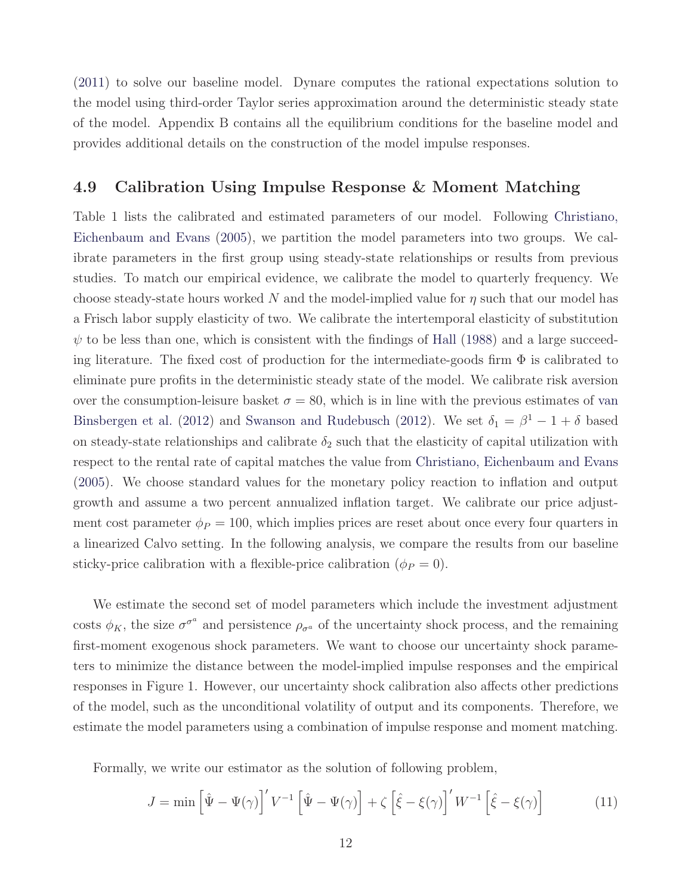(2011) to solve our baseline model. Dynare computes the rational expectations solution to the model using third-order Taylor series approximation around the deterministic steady state of the model. Appendix B contains all the equilibrium conditions for the baseline model and provides additional details on the construction of the model impulse responses.

## 4.9 Calibration Using Impulse Response & Moment Matching

Table 1 lists the calibrated and estimated parameters of our model. Following Christiano, Eichenbaum and Evans (2005), we partition the model parameters into two groups. We calibrate parameters in the first group using steady-state relationships or results from previous studies. To match our empirical evidence, we calibrate the model to quarterly frequency. We choose steady-state hours worked $N$ and the model-implied value for $\eta$ such that our model has a Frisch labor supply elasticity of two. We calibrate the intertemporal elasticity of substitution $\psi$ to be less than one, which is consistent with the findings of Hall (1988) and a large succeeding literature. The fixed cost of production for the intermediate-goods firm $\Phi$ is calibrated to eliminate pure profits in the deterministic steady state of the model. We calibrate risk aversion over the consumption-leisure basket $\sigma = 80$, which is in line with the previous estimates of van Binsbergen et al. (2012) and Swanson and Rudebusch (2012). We set $\delta_1 = \beta^1 - 1 + \delta$ based on steady-state relationships and calibrate $\delta_2$ such that the elasticity of capital utilization with respect to the rental rate of capital matches the value from Christiano, Eichenbaum and Evans (2005). We choose standard values for the monetary policy reaction to inflation and output growth and assume a two percent annualized inflation target. We calibrate our price adjustment cost parameter $\phi_P = 100$, which implies prices are reset about once every four quarters in a linearized Calvo setting. In the following analysis, we compare the results from our baseline sticky-price calibration with a flexible-price calibration ($\phi_P = 0$).

We estimate the second set of model parameters which include the investment adjustment costs $\phi_K$, the size $\sigma^{\sigma^a}$ and persistence $\rho_{\sigma^a}$ of the uncertainty shock process, and the remaining first-moment exogenous shock parameters. We want to choose our uncertainty shock parameters to minimize the distance between the model-implied impulse responses and the empirical responses in Figure 1. However, our uncertainty shock calibration also affects other predictions of the model, such as the unconditional volatility of output and its components. Therefore, we estimate the model parameters using a combination of impulse response and moment matching.

Formally, we write our estimator as the solution of following problem,

$$J = \min \left[\hat{\Psi} - \Psi(\gamma)\right]' V^{-1} \left[\hat{\Psi} - \Psi(\gamma)\right] + \zeta \left[\hat{\xi} - \xi(\gamma)\right]' W^{-1} \left[\hat{\xi} - \xi(\gamma)\right] \tag{11}$$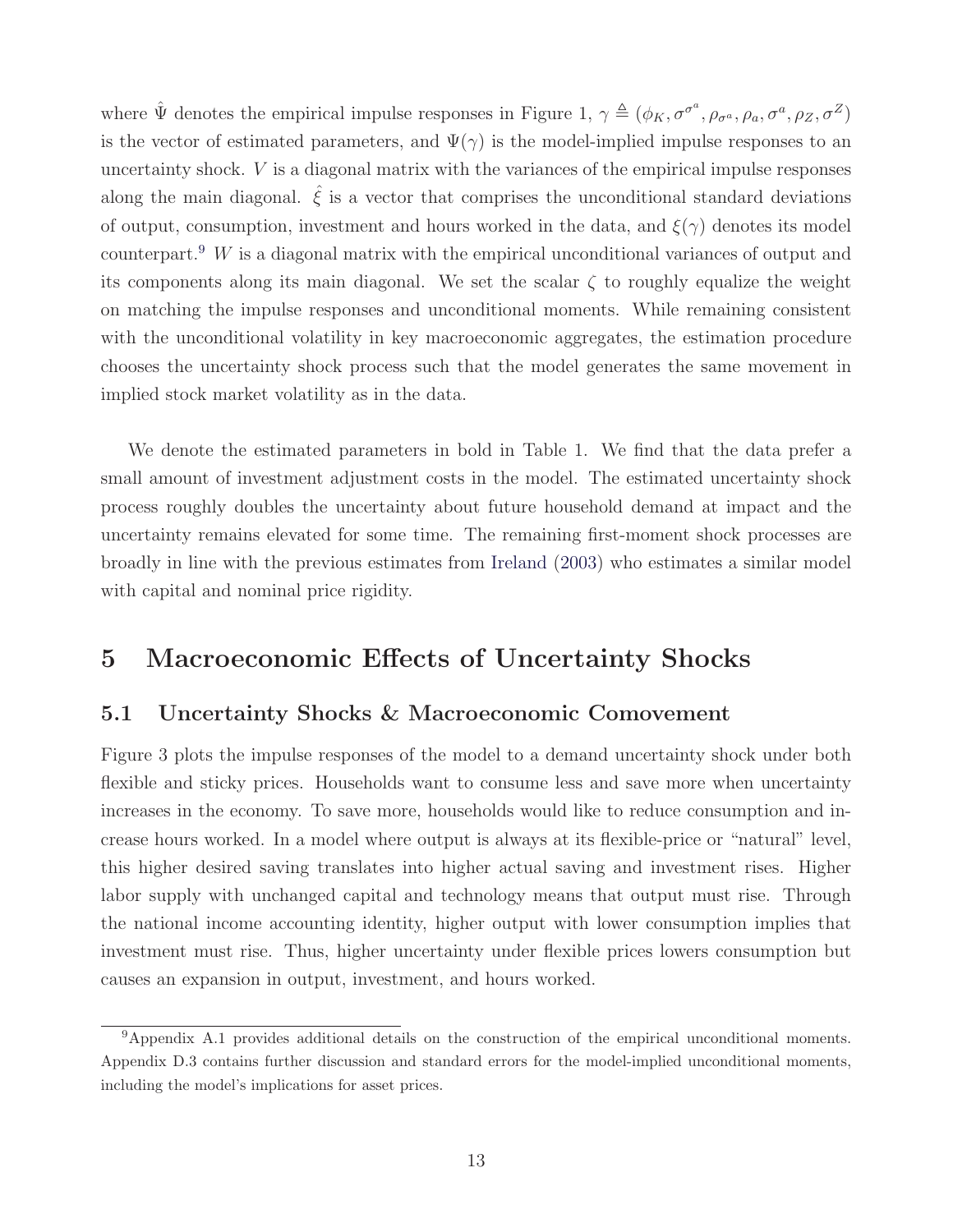where $\hat{\Psi}$ denotes the empirical impulse responses in Figure 1, $\gamma \triangleq (\phi_K, \sigma^{\sigma^a}, \rho_{\sigma^a}, \rho_a, \sigma^a, \rho_Z, \sigma^Z)$ is the vector of estimated parameters, and $\Psi(\gamma)$ is the model-implied impulse responses to an uncertainty shock. $V$ is a diagonal matrix with the variances of the empirical impulse responses along the main diagonal. $\hat{\xi}$ is a vector that comprises the unconditional standard deviations of output, consumption, investment and hours worked in the data, and $\xi(\gamma)$ denotes its model counterpart.[9] $W$ is a diagonal matrix with the empirical unconditional variances of output and its components along its main diagonal. We set the scalar $\zeta$ to roughly equalize the weight on matching the impulse responses and unconditional moments. While remaining consistent with the unconditional volatility in key macroeconomic aggregates, the estimation procedure chooses the uncertainty shock process such that the model generates the same movement in implied stock market volatility as in the data.

We denote the estimated parameters in bold in Table 1. We find that the data prefer a small amount of investment adjustment costs in the model. The estimated uncertainty shock process roughly doubles the uncertainty about future household demand at impact and the uncertainty remains elevated for some time. The remaining first-moment shock processes are broadly in line with the previous estimates from Ireland (2003) who estimates a similar model with capital and nominal price rigidity.

# 5 Macroeconomic Effects of Uncertainty Shocks

## 5.1 Uncertainty Shocks & Macroeconomic Comovement

Figure 3 plots the impulse responses of the model to a demand uncertainty shock under both flexible and sticky prices. Households want to consume less and save more when uncertainty increases in the economy. To save more, households would like to reduce consumption and increase hours worked. In a model where output is always at its flexible-price or "natural" level, this higher desired saving translates into higher actual saving and investment rises. Higher labor supply with unchanged capital and technology means that output must rise. Through the national income accounting identity, higher output with lower consumption implies that investment must rise. Thus, higher uncertainty under flexible prices lowers consumption but causes an expansion in output, investment, and hours worked.

[9] Appendix A.1 provides additional details on the construction of the empirical unconditional moments. Appendix D.3 contains further discussion and standard errors for the model-implied unconditional moments, including the model's implications for asset prices.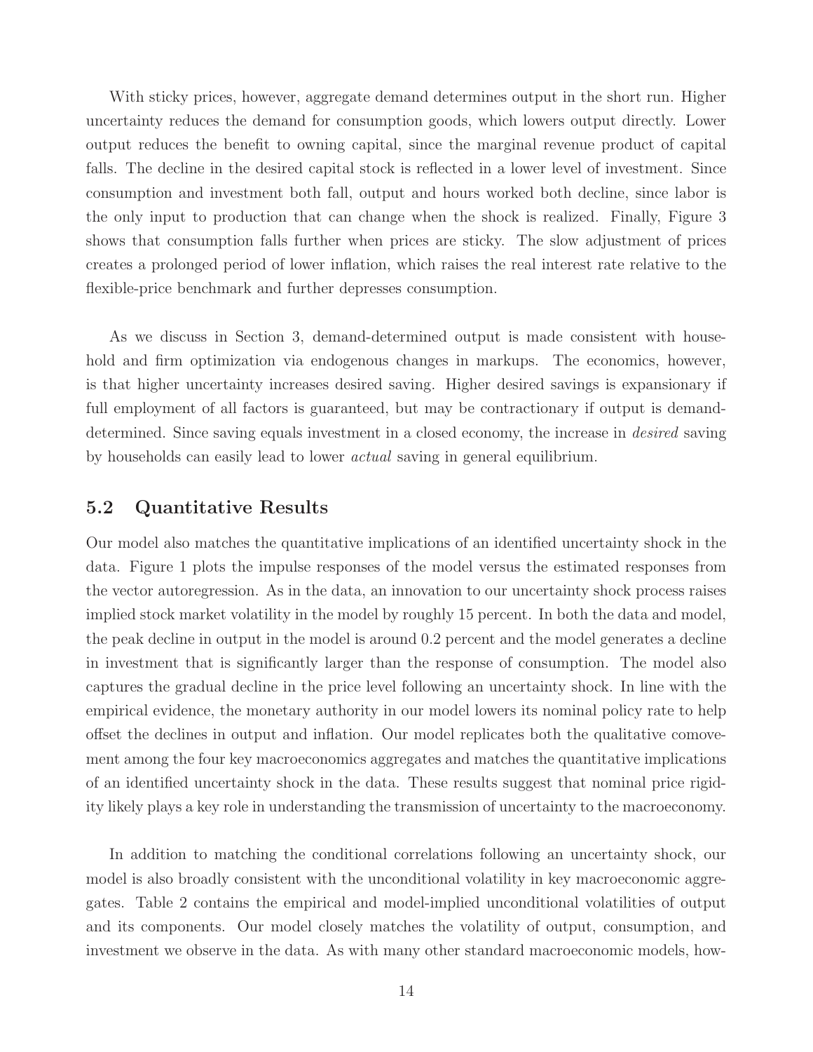With sticky prices, however, aggregate demand determines output in the short run. Higher uncertainty reduces the demand for consumption goods, which lowers output directly. Lower output reduces the benefit to owning capital, since the marginal revenue product of capital falls. The decline in the desired capital stock is reflected in a lower level of investment. Since consumption and investment both fall, output and hours worked both decline, since labor is the only input to production that can change when the shock is realized. Finally, Figure 3 shows that consumption falls further when prices are sticky. The slow adjustment of prices creates a prolonged period of lower inflation, which raises the real interest rate relative to the flexible-price benchmark and further depresses consumption.

As we discuss in Section 3, demand-determined output is made consistent with household and firm optimization via endogenous changes in markups. The economics, however, is that higher uncertainty increases desired saving. Higher desired savings is expansionary if full employment of all factors is guaranteed, but may be contractionary if output is demand-determined. Since saving equals investment in a closed economy, the increase in *desired* saving by households can easily lead to lower *actual* saving in general equilibrium.

## 5.2 Quantitative Results

Our model also matches the quantitative implications of an identified uncertainty shock in the data. Figure 1 plots the impulse responses of the model versus the estimated responses from the vector autoregression. As in the data, an innovation to our uncertainty shock process raises implied stock market volatility in the model by roughly 15 percent. In both the data and model, the peak decline in output in the model is around 0.2 percent and the model generates a decline in investment that is significantly larger than the response of consumption. The model also captures the gradual decline in the price level following an uncertainty shock. In line with the empirical evidence, the monetary authority in our model lowers its nominal policy rate to help offset the declines in output and inflation. Our model replicates both the qualitative comovement among the four key macroeconomics aggregates and matches the quantitative implications of an identified uncertainty shock in the data. These results suggest that nominal price rigidity likely plays a key role in understanding the transmission of uncertainty to the macroeconomy.

In addition to matching the conditional correlations following an uncertainty shock, our model is also broadly consistent with the unconditional volatility in key macroeconomic aggregates. Table 2 contains the empirical and model-implied unconditional volatilities of output and its components. Our model closely matches the volatility of output, consumption, and investment we observe in the data. As with many other standard macroeconomic models, how-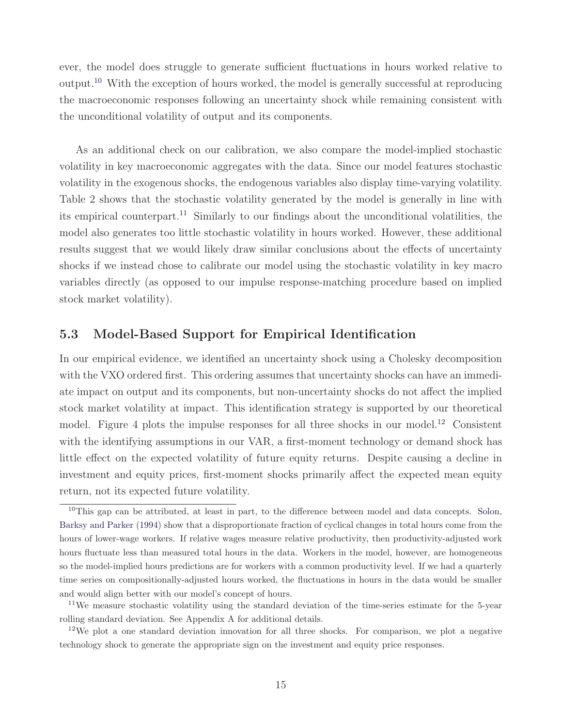ever, the model does struggle to generate sufficient fluctuations in hours worked relative to output.[10] With the exception of hours worked, the model is generally successful at reproducing the macroeconomic responses following an uncertainty shock while remaining consistent with the unconditional volatility of output and its components.

As an additional check on our calibration, we also compare the model-implied stochastic volatility in key macroeconomic aggregates with the data. Since our model features stochastic volatility in the exogenous shocks, the endogenous variables also display time-varying volatility. Table 2 shows that the stochastic volatility generated by the model is generally in line with its empirical counterpart.[11] Similarly to our findings about the unconditional volatilities, the model also generates too little stochastic volatility in hours worked. However, these additional results suggest that we would likely draw similar conclusions about the effects of uncertainty shocks if we instead chose to calibrate our model using the stochastic volatility in key macro variables directly (as opposed to our impulse response-matching procedure based on implied stock market volatility).

## 5.3 Model-Based Support for Empirical Identification

In our empirical evidence, we identified an uncertainty shock using a Cholesky decomposition with the VXO ordered first. This ordering assumes that uncertainty shocks can have an immediate impact on output and its components, but non-uncertainty shocks do not affect the implied stock market volatility at impact. This identification strategy is supported by our theoretical model. Figure 4 plots the impulse responses for all three shocks in our model.[12] Consistent with the identifying assumptions in our VAR, a first-moment technology or demand shock has little effect on the expected volatility of future equity returns. Despite causing a decline in investment and equity prices, first-moment shocks primarily affect the expected mean equity return, not its expected future volatility.

[10] This gap can be attributed, at least in part, to the difference between model and data concepts. Solon, Barksy and Parker (1994) show that a disproportionate fraction of cyclical changes in total hours come from the hours of lower-wage workers. If relative wages measure relative productivity, then productivity-adjusted work hours fluctuate less than measured total hours in the data. Workers in the model, however, are homogeneous so the model-implied hours predictions are for workers with a common productivity level. If we had a quarterly time series on compositionally-adjusted hours worked, the fluctuations in hours in the data would be smaller and would align better with our model's concept of hours.

[11] We measure stochastic volatility using the standard deviation of the time-series estimate for the 5-year rolling standard deviation. See Appendix A for additional details.

[12] We plot a one standard deviation innovation for all three shocks. For comparison, we plot a negative technology shock to generate the appropriate sign on the investment and equity price responses.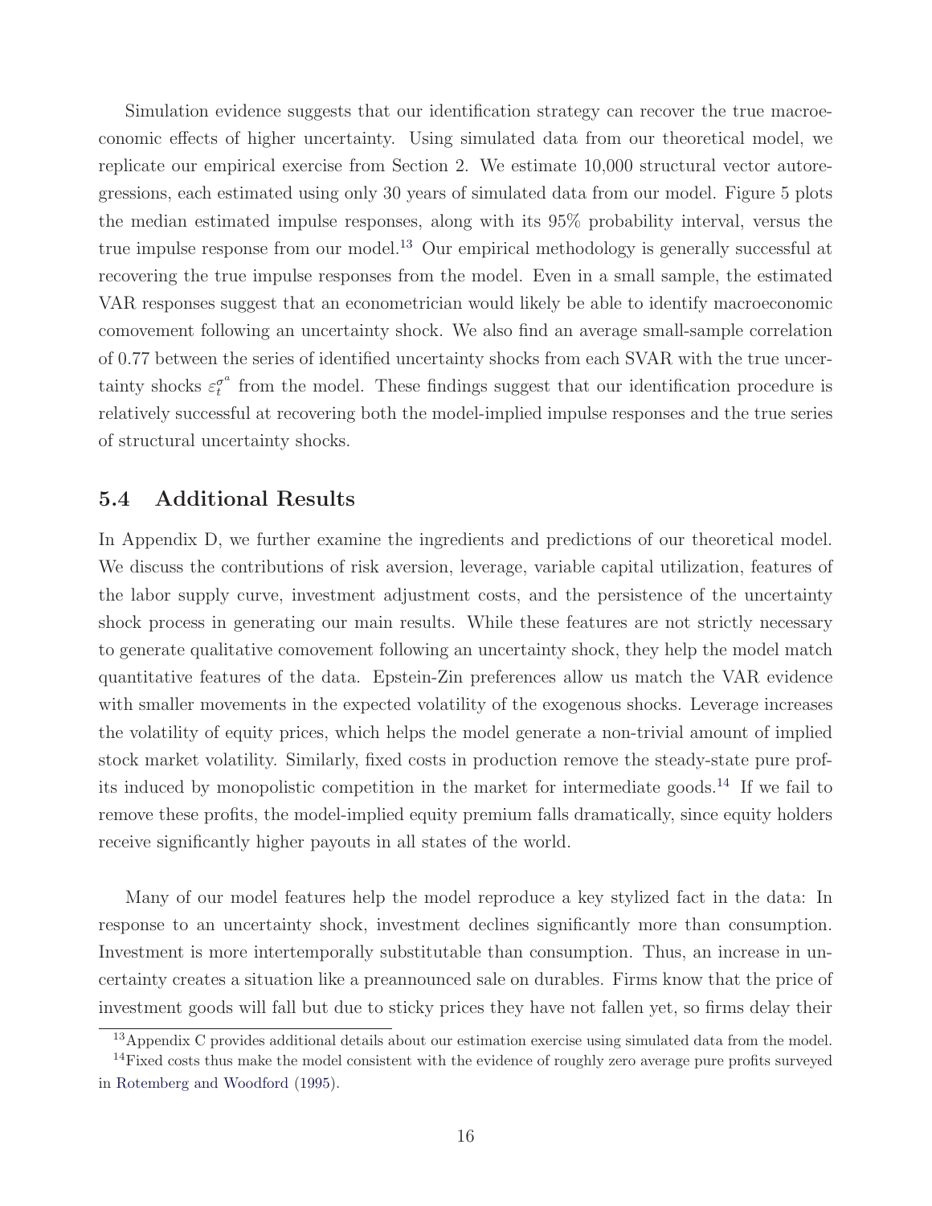Simulation evidence suggests that our identification strategy can recover the true macroeconomic effects of higher uncertainty. Using simulated data from our theoretical model, we replicate our empirical exercise from Section 2. We estimate 10,000 structural vector autoregressions, each estimated using only 30 years of simulated data from our model. Figure 5 plots the median estimated impulse responses, along with its 95% probability interval, versus the true impulse response from our model.[13] Our empirical methodology is generally successful at recovering the true impulse responses from the model. Even in a small sample, the estimated VAR responses suggest that an econometrician would likely be able to identify macroeconomic comovement following an uncertainty shock. We also find an average small-sample correlation of 0.77 between the series of identified uncertainty shocks from each SVAR with the true uncertainty shocks $\varepsilon_t^{\sigma^a}$ from the model. These findings suggest that our identification procedure is relatively successful at recovering both the model-implied impulse responses and the true series of structural uncertainty shocks.

## 5.4 Additional Results

In Appendix D, we further examine the ingredients and predictions of our theoretical model. We discuss the contributions of risk aversion, leverage, variable capital utilization, features of the labor supply curve, investment adjustment costs, and the persistence of the uncertainty shock process in generating our main results. While these features are not strictly necessary to generate qualitative comovement following an uncertainty shock, they help the model match quantitative features of the data. Epstein-Zin preferences allow us match the VAR evidence with smaller movements in the expected volatility of the exogenous shocks. Leverage increases the volatility of equity prices, which helps the model generate a non-trivial amount of implied stock market volatility. Similarly, fixed costs in production remove the steady-state pure profits induced by monopolistic competition in the market for intermediate goods.[14] If we fail to remove these profits, the model-implied equity premium falls dramatically, since equity holders receive significantly higher payouts in all states of the world.

Many of our model features help the model reproduce a key stylized fact in the data: In response to an uncertainty shock, investment declines significantly more than consumption. Investment is more intertemporally substitutable than consumption. Thus, an increase in uncertainty creates a situation like a preannounced sale on durables. Firms know that the price of investment goods will fall but due to sticky prices they have not fallen yet, so firms delay their

[13] Appendix C provides additional details about our estimation exercise using simulated data from the model.

[14] Fixed costs thus make the model consistent with the evidence of roughly zero average pure profits surveyed in Rotemberg and Woodford (1995).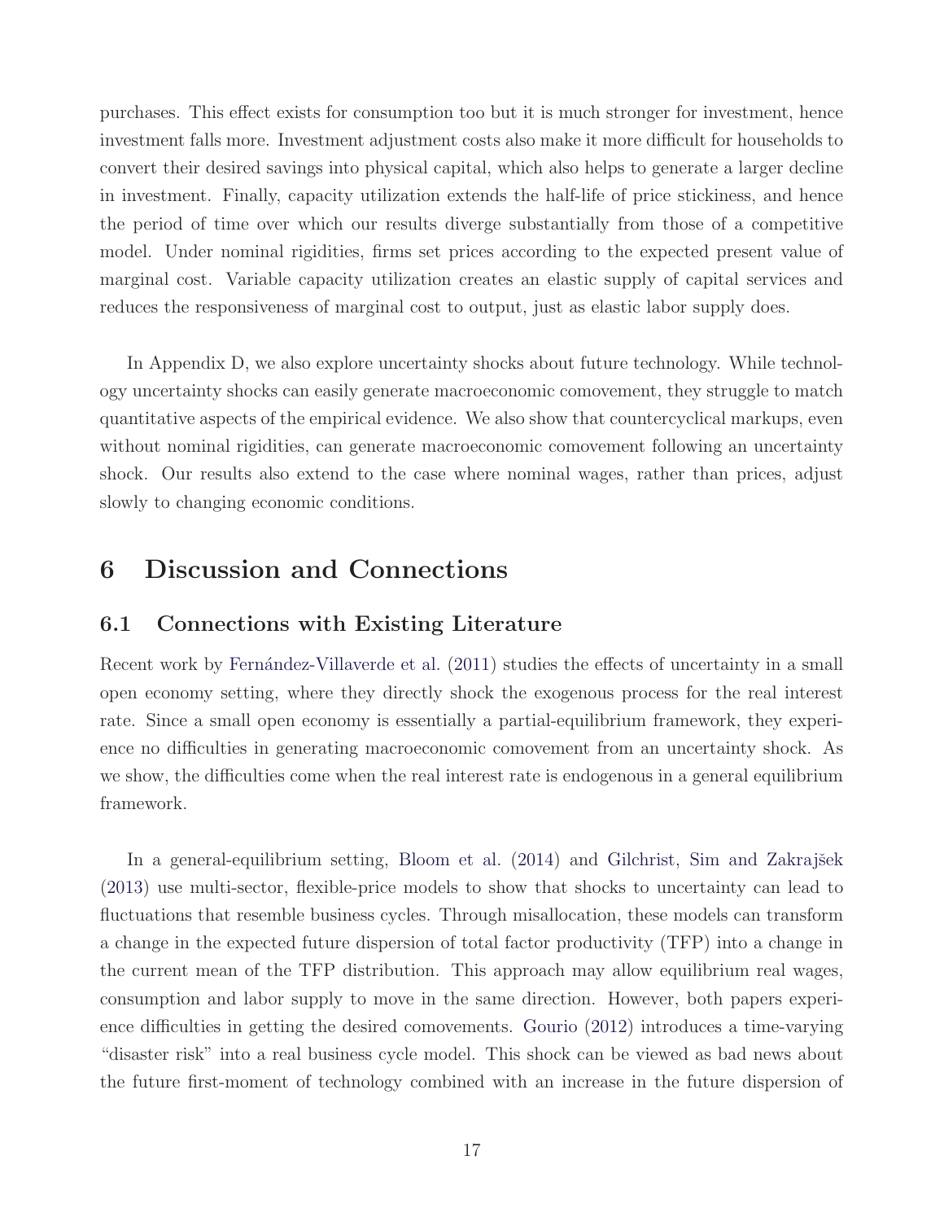purchases. This effect exists for consumption too but it is much stronger for investment, hence investment falls more. Investment adjustment costs also make it more difficult for households to convert their desired savings into physical capital, which also helps to generate a larger decline in investment. Finally, capacity utilization extends the half-life of price stickiness, and hence the period of time over which our results diverge substantially from those of a competitive model. Under nominal rigidities, firms set prices according to the expected present value of marginal cost. Variable capacity utilization creates an elastic supply of capital services and reduces the responsiveness of marginal cost to output, just as elastic labor supply does.

In Appendix D, we also explore uncertainty shocks about future technology. While technology uncertainty shocks can easily generate macroeconomic comovement, they struggle to match quantitative aspects of the empirical evidence. We also show that countercyclical markups, even without nominal rigidities, can generate macroeconomic comovement following an uncertainty shock. Our results also extend to the case where nominal wages, rather than prices, adjust slowly to changing economic conditions.

# 6 Discussion and Connections

## 6.1 Connections with Existing Literature

Recent work by Fernández-Villaverde et al. (2011) studies the effects of uncertainty in a small open economy setting, where they directly shock the exogenous process for the real interest rate. Since a small open economy is essentially a partial-equilibrium framework, they experience no difficulties in generating macroeconomic comovement from an uncertainty shock. As we show, the difficulties come when the real interest rate is endogenous in a general equilibrium framework.

In a general-equilibrium setting, Bloom et al. (2014) and Gilchrist, Sim and Zakrajšek (2013) use multi-sector, flexible-price models to show that shocks to uncertainty can lead to fluctuations that resemble business cycles. Through misallocation, these models can transform a change in the expected future dispersion of total factor productivity (TFP) into a change in the current mean of the TFP distribution. This approach may allow equilibrium real wages, consumption and labor supply to move in the same direction. However, both papers experience difficulties in getting the desired comovements. Gourio (2012) introduces a time-varying "disaster risk" into a real business cycle model. This shock can be viewed as bad news about the future first-moment of technology combined with an increase in the future dispersion of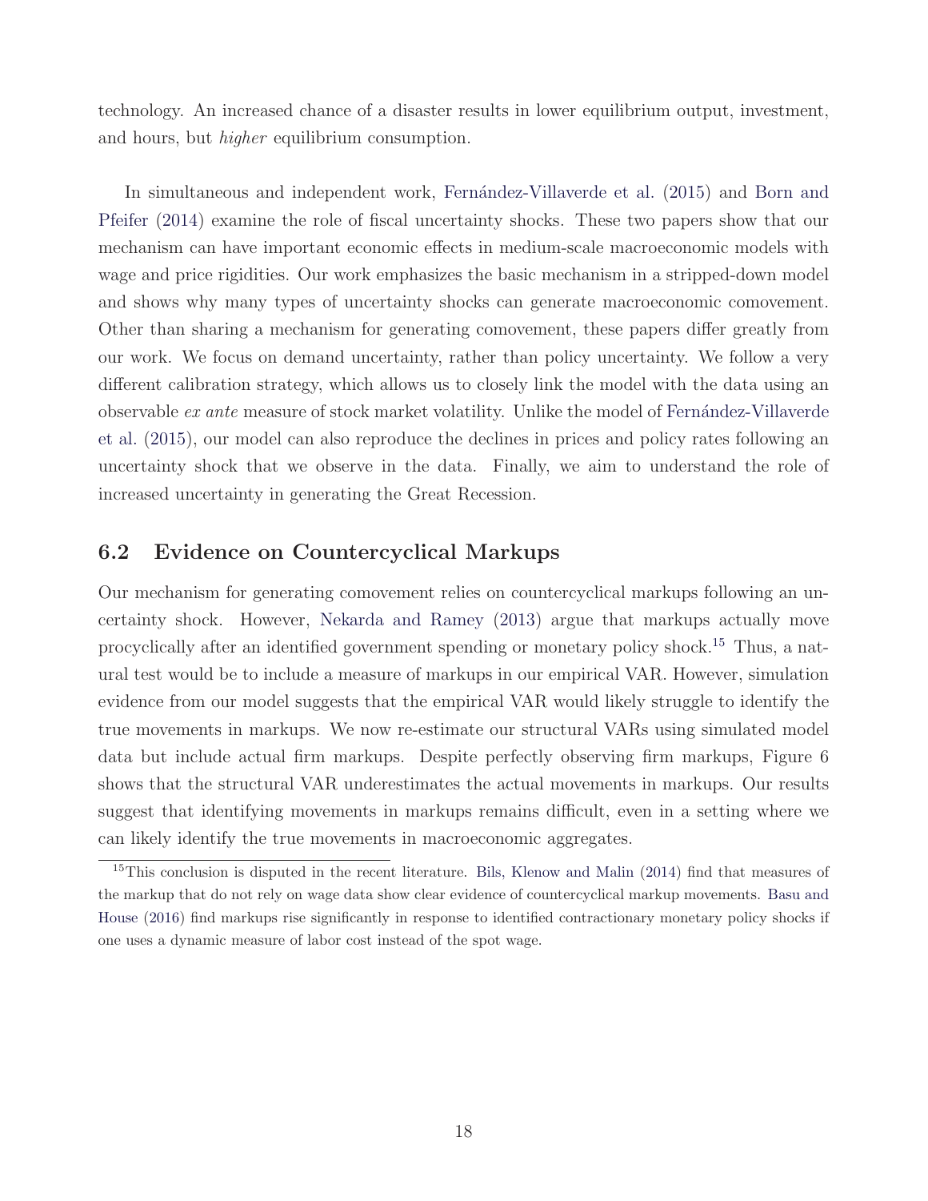technology. An increased chance of a disaster results in lower equilibrium output, investment, and hours, but *higher* equilibrium consumption.

In simultaneous and independent work, Fernández-Villaverde et al. (2015) and Born and Pfeifer (2014) examine the role of fiscal uncertainty shocks. These two papers show that our mechanism can have important economic effects in medium-scale macroeconomic models with wage and price rigidities. Our work emphasizes the basic mechanism in a stripped-down model and shows why many types of uncertainty shocks can generate macroeconomic comovement. Other than sharing a mechanism for generating comovement, these papers differ greatly from our work. We focus on demand uncertainty, rather than policy uncertainty. We follow a very different calibration strategy, which allows us to closely link the model with the data using an observable *ex ante* measure of stock market volatility. Unlike the model of Fernández-Villaverde et al. (2015), our model can also reproduce the declines in prices and policy rates following an uncertainty shock that we observe in the data. Finally, we aim to understand the role of increased uncertainty in generating the Great Recession.

## 6.2 Evidence on Countercyclical Markups

Our mechanism for generating comovement relies on countercyclical markups following an uncertainty shock. However, Nekarda and Ramey (2013) argue that markups actually move procyclically after an identified government spending or monetary policy shock.[15] Thus, a natural test would be to include a measure of markups in our empirical VAR. However, simulation evidence from our model suggests that the empirical VAR would likely struggle to identify the true movements in markups. We now re-estimate our structural VARs using simulated model data but include actual firm markups. Despite perfectly observing firm markups, Figure 6 shows that the structural VAR underestimates the actual movements in markups. Our results suggest that identifying movements in markups remains difficult, even in a setting where we can likely identify the true movements in macroeconomic aggregates.

[15] This conclusion is disputed in the recent literature. Bils, Klenow and Malin (2014) find that measures of the markup that do not rely on wage data show clear evidence of countercyclical markup movements. Basu and House (2016) find markups rise significantly in response to identified contractionary monetary policy shocks if one uses a dynamic measure of labor cost instead of the spot wage.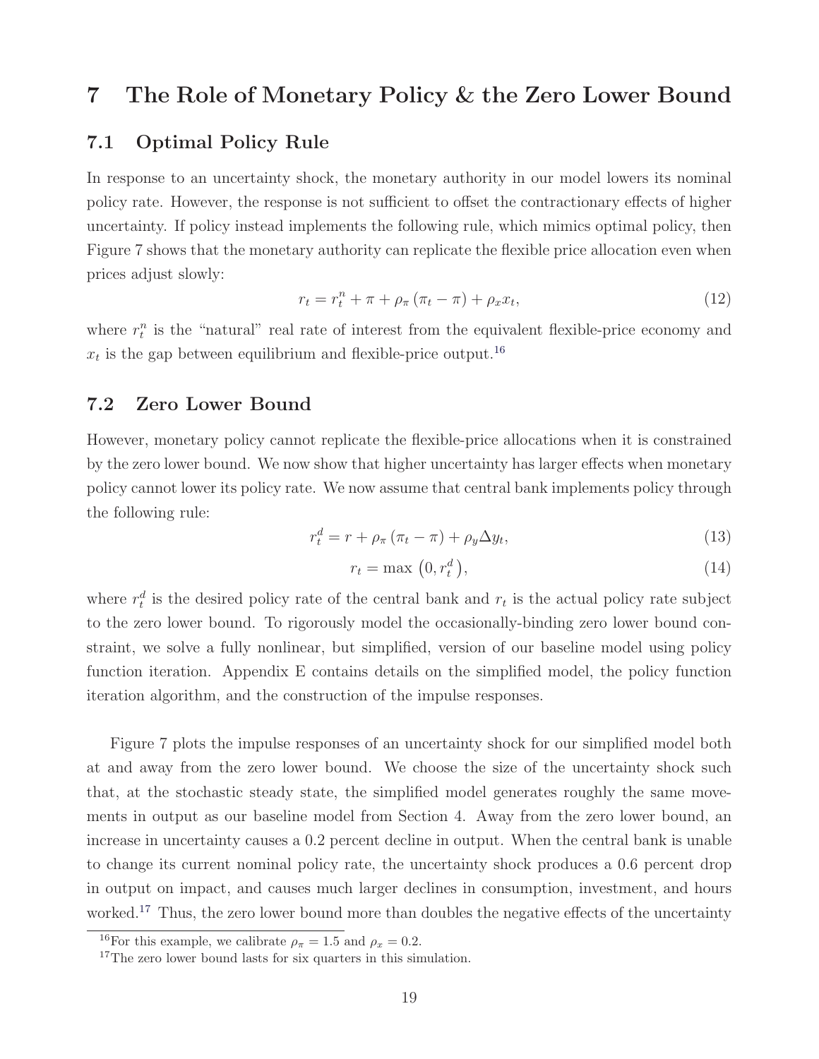# 7 The Role of Monetary Policy & the Zero Lower Bound

## 7.1 Optimal Policy Rule

In response to an uncertainty shock, the monetary authority in our model lowers its nominal policy rate. However, the response is not sufficient to offset the contractionary effects of higher uncertainty. If policy instead implements the following rule, which mimics optimal policy, then Figure 7 shows that the monetary authority can replicate the flexible price allocation even when prices adjust slowly:

$$r_t = r_t^n + \pi + \rho_\pi (\pi_t - \pi) + \rho_x x_t, \tag{12}$$

where $r_t^n$ is the "natural" real rate of interest from the equivalent flexible-price economy and $x_t$ is the gap between equilibrium and flexible-price output.[16]

## 7.2 Zero Lower Bound

However, monetary policy cannot replicate the flexible-price allocations when it is constrained by the zero lower bound. We now show that higher uncertainty has larger effects when monetary policy cannot lower its policy rate. We now assume that central bank implements policy through the following rule:

$$r_t^d = r + \rho_\pi (\pi_t - \pi) + \rho_y \Delta y_t, \tag{13}$$

$$r_t = \max\left(0, r_t^d\right), \tag{14}$$

where $r_t^d$ is the desired policy rate of the central bank and $r_t$ is the actual policy rate subject to the zero lower bound. To rigorously model the occasionally-binding zero lower bound constraint, we solve a fully nonlinear, but simplified, version of our baseline model using policy function iteration. Appendix E contains details on the simplified model, the policy function iteration algorithm, and the construction of the impulse responses.

Figure 7 plots the impulse responses of an uncertainty shock for our simplified model both at and away from the zero lower bound. We choose the size of the uncertainty shock such that, at the stochastic steady state, the simplified model generates roughly the same movements in output as our baseline model from Section 4. Away from the zero lower bound, an increase in uncertainty causes a 0.2 percent decline in output. When the central bank is unable to change its current nominal policy rate, the uncertainty shock produces a 0.6 percent drop in output on impact, and causes much larger declines in consumption, investment, and hours worked.[17] Thus, the zero lower bound more than doubles the negative effects of the uncertainty

[16] For this example, we calibrate $\rho_\pi = 1.5$ and $\rho_x = 0.2$.

[17] The zero lower bound lasts for six quarters in this simulation.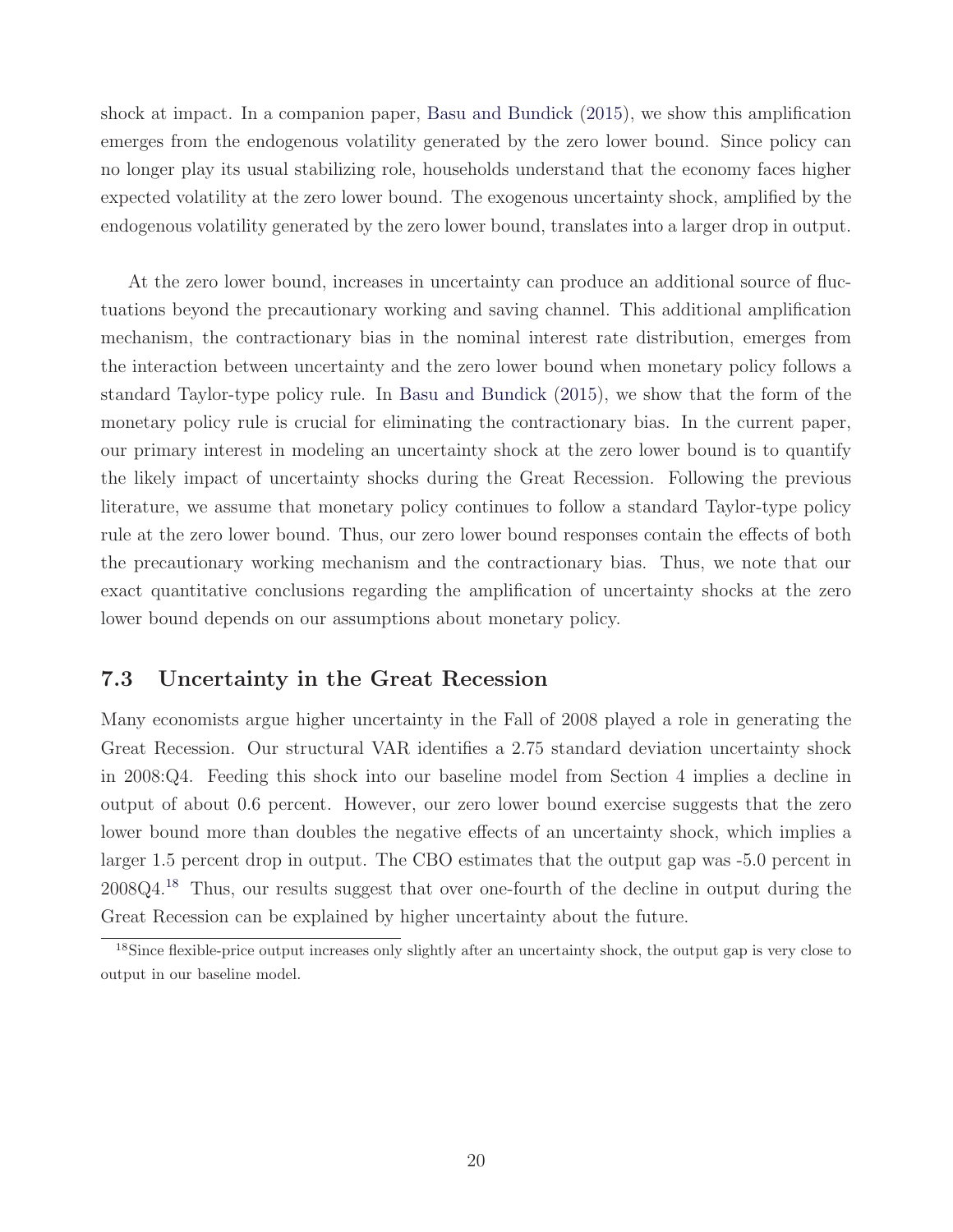shock at impact. In a companion paper, Basu and Bundick (2015), we show this amplification emerges from the endogenous volatility generated by the zero lower bound. Since policy can no longer play its usual stabilizing role, households understand that the economy faces higher expected volatility at the zero lower bound. The exogenous uncertainty shock, amplified by the endogenous volatility generated by the zero lower bound, translates into a larger drop in output.

At the zero lower bound, increases in uncertainty can produce an additional source of fluctuations beyond the precautionary working and saving channel. This additional amplification mechanism, the contractionary bias in the nominal interest rate distribution, emerges from the interaction between uncertainty and the zero lower bound when monetary policy follows a standard Taylor-type policy rule. In Basu and Bundick (2015), we show that the form of the monetary policy rule is crucial for eliminating the contractionary bias. In the current paper, our primary interest in modeling an uncertainty shock at the zero lower bound is to quantify the likely impact of uncertainty shocks during the Great Recession. Following the previous literature, we assume that monetary policy continues to follow a standard Taylor-type policy rule at the zero lower bound. Thus, our zero lower bound responses contain the effects of both the precautionary working mechanism and the contractionary bias. Thus, we note that our exact quantitative conclusions regarding the amplification of uncertainty shocks at the zero lower bound depends on our assumptions about monetary policy.

### 7.3 Uncertainty in the Great Recession

Many economists argue higher uncertainty in the Fall of 2008 played a role in generating the Great Recession. Our structural VAR identifies a 2.75 standard deviation uncertainty shock in 2008:Q4. Feeding this shock into our baseline model from Section 4 implies a decline in output of about 0.6 percent. However, our zero lower bound exercise suggests that the zero lower bound more than doubles the negative effects of an uncertainty shock, which implies a larger 1.5 percent drop in output. The CBO estimates that the output gap was -5.0 percent in 2008Q4.[18] Thus, our results suggest that over one-fourth of the decline in output during the Great Recession can be explained by higher uncertainty about the future.

[18]Since flexible-price output increases only slightly after an uncertainty shock, the output gap is very close to output in our baseline model.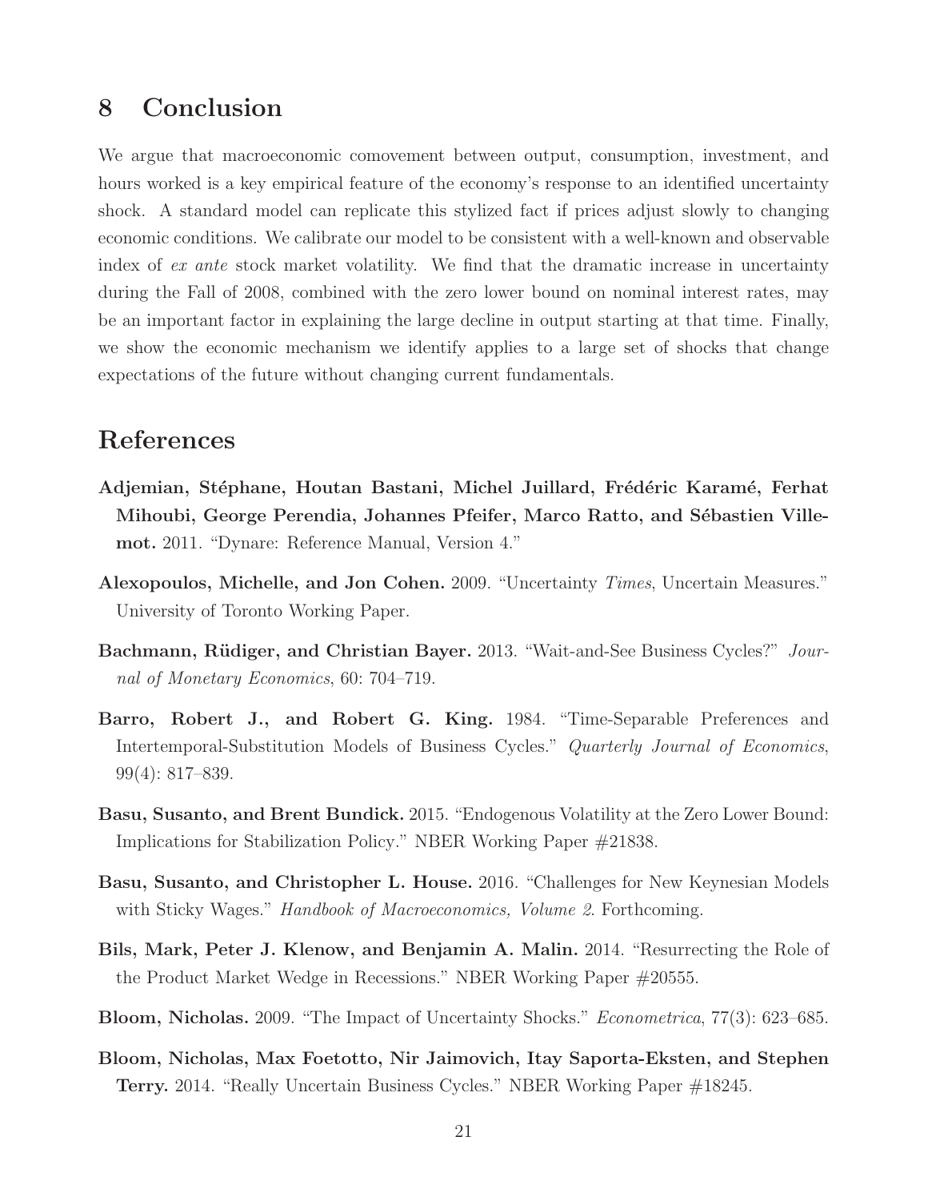## 8 Conclusion

We argue that macroeconomic comovement between output, consumption, investment, and hours worked is a key empirical feature of the economy's response to an identified uncertainty shock. A standard model can replicate this stylized fact if prices adjust slowly to changing economic conditions. We calibrate our model to be consistent with a well-known and observable index of *ex ante* stock market volatility. We find that the dramatic increase in uncertainty during the Fall of 2008, combined with the zero lower bound on nominal interest rates, may be an important factor in explaining the large decline in output starting at that time. Finally, we show the economic mechanism we identify applies to a large set of shocks that change expectations of the future without changing current fundamentals.

## References

**Adjemian, Stéphane, Houtan Bastani, Michel Juillard, Frédéric Karamé, Ferhat Mihoubi, George Perendia, Johannes Pfeifer, Marco Ratto, and Sébastien Villemot.** 2011. "Dynare: Reference Manual, Version 4."

**Alexopoulos, Michelle, and Jon Cohen.** 2009. "Uncertainty *Times*, Uncertain Measures." University of Toronto Working Paper.

**Bachmann, Rüdiger, and Christian Bayer.** 2013. "Wait-and-See Business Cycles?" *Journal of Monetary Economics*, 60: 704–719.

**Barro, Robert J., and Robert G. King.** 1984. "Time-Separable Preferences and Intertemporal-Substitution Models of Business Cycles." *Quarterly Journal of Economics*, 99(4): 817–839.

**Basu, Susanto, and Brent Bundick.** 2015. "Endogenous Volatility at the Zero Lower Bound: Implications for Stabilization Policy." NBER Working Paper #21838.

**Basu, Susanto, and Christopher L. House.** 2016. "Challenges for New Keynesian Models with Sticky Wages." *Handbook of Macroeconomics, Volume 2*. Forthcoming.

**Bils, Mark, Peter J. Klenow, and Benjamin A. Malin.** 2014. "Resurrecting the Role of the Product Market Wedge in Recessions." NBER Working Paper #20555.

**Bloom, Nicholas.** 2009. "The Impact of Uncertainty Shocks." *Econometrica*, 77(3): 623–685.

**Bloom, Nicholas, Max Foetotto, Nir Jaimovich, Itay Saporta-Eksten, and Stephen Terry.** 2014. "Really Uncertain Business Cycles." NBER Working Paper #18245.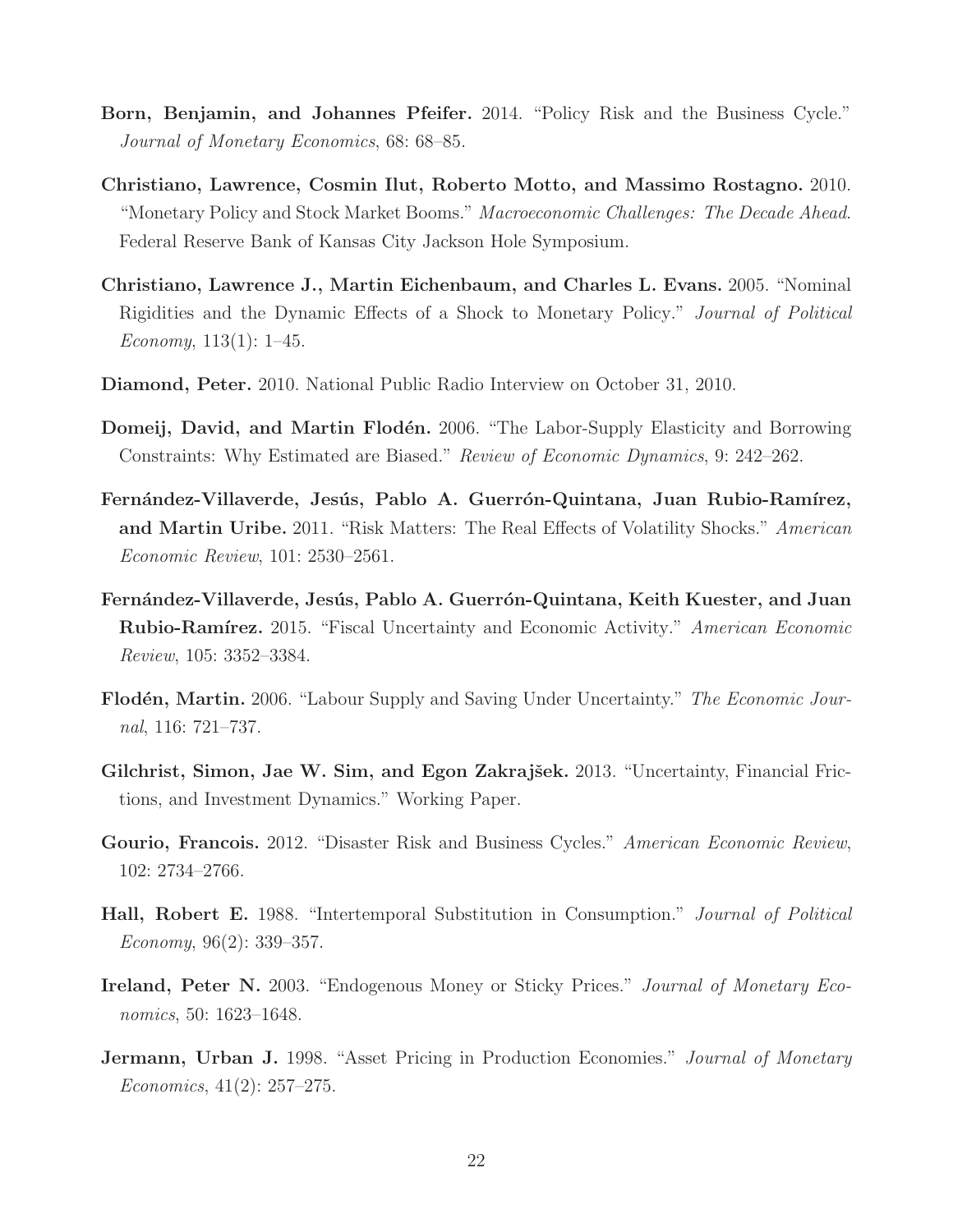**Born, Benjamin, and Johannes Pfeifer.** 2014. "Policy Risk and the Business Cycle." *Journal of Monetary Economics*, 68: 68–85.

**Christiano, Lawrence, Cosmin Ilut, Roberto Motto, and Massimo Rostagno.** 2010. "Monetary Policy and Stock Market Booms." *Macroeconomic Challenges: The Decade Ahead*. Federal Reserve Bank of Kansas City Jackson Hole Symposium.

**Christiano, Lawrence J., Martin Eichenbaum, and Charles L. Evans.** 2005. "Nominal Rigidities and the Dynamic Effects of a Shock to Monetary Policy." *Journal of Political Economy*, 113(1): 1–45.

**Diamond, Peter.** 2010. National Public Radio Interview on October 31, 2010.

**Domeij, David, and Martin Flodén.** 2006. "The Labor-Supply Elasticity and Borrowing Constraints: Why Estimated are Biased." *Review of Economic Dynamics*, 9: 242–262.

**Fernández-Villaverde, Jesús, Pablo A. Guerrón-Quintana, Juan Rubio-Ramírez, and Martin Uribe.** 2011. "Risk Matters: The Real Effects of Volatility Shocks." *American Economic Review*, 101: 2530–2561.

**Fernández-Villaverde, Jesús, Pablo A. Guerrón-Quintana, Keith Kuester, and Juan Rubio-Ramírez.** 2015. "Fiscal Uncertainty and Economic Activity." *American Economic Review*, 105: 3352–3384.

**Flodén, Martin.** 2006. "Labour Supply and Saving Under Uncertainty." *The Economic Journal*, 116: 721–737.

**Gilchrist, Simon, Jae W. Sim, and Egon Zakrajšek.** 2013. "Uncertainty, Financial Frictions, and Investment Dynamics." Working Paper.

**Gourio, Francois.** 2012. "Disaster Risk and Business Cycles." *American Economic Review*, 102: 2734–2766.

**Hall, Robert E.** 1988. "Intertemporal Substitution in Consumption." *Journal of Political Economy*, 96(2): 339–357.

**Ireland, Peter N.** 2003. "Endogenous Money or Sticky Prices." *Journal of Monetary Economics*, 50: 1623–1648.

**Jermann, Urban J.** 1998. "Asset Pricing in Production Economies." *Journal of Monetary Economics*, 41(2): 257–275.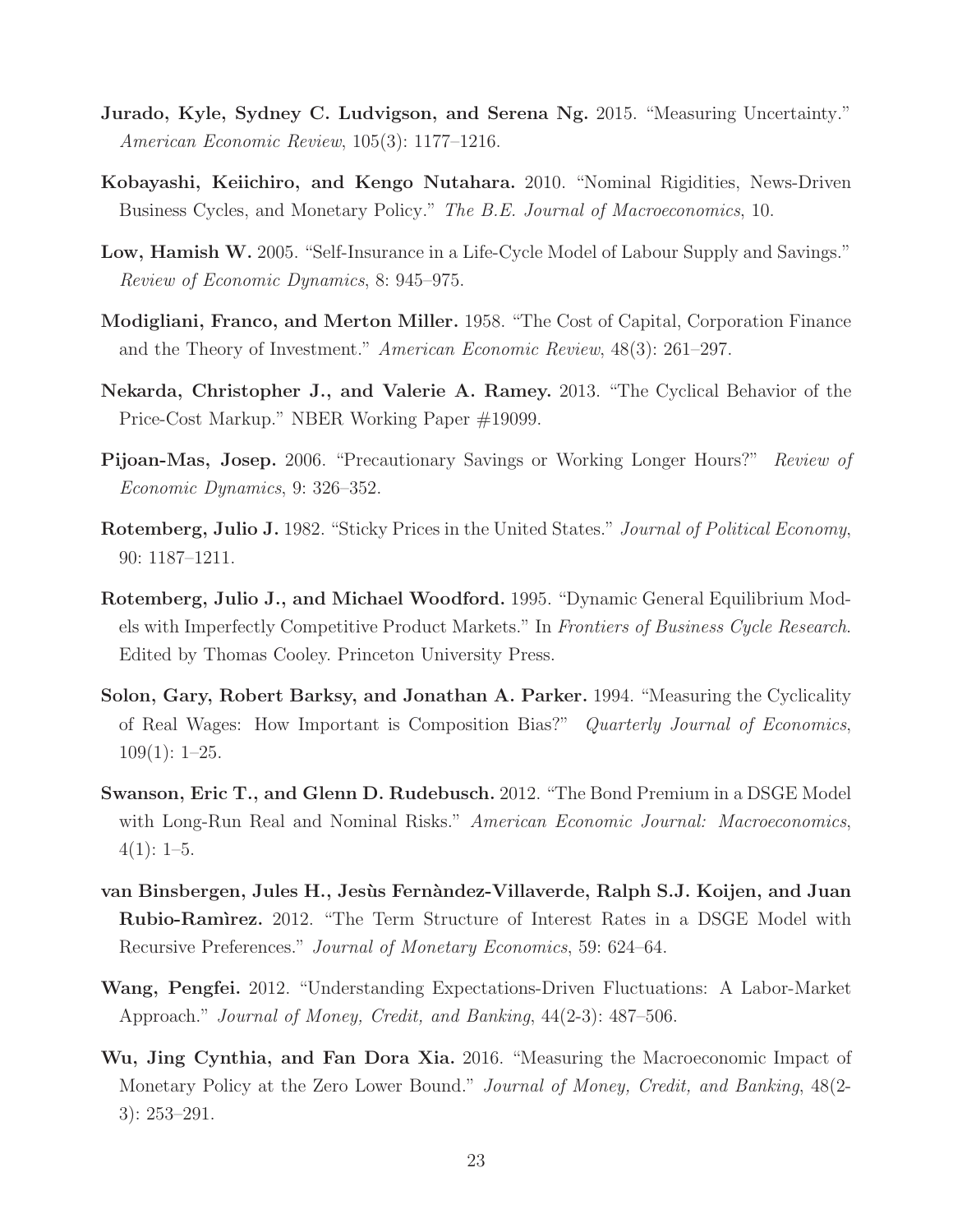**Jurado, Kyle, Sydney C. Ludvigson, and Serena Ng.** 2015. "Measuring Uncertainty." *American Economic Review*, 105(3): 1177–1216.

**Kobayashi, Keiichiro, and Kengo Nutahara.** 2010. "Nominal Rigidities, News-Driven Business Cycles, and Monetary Policy." *The B.E. Journal of Macroeconomics*, 10.

**Low, Hamish W.** 2005. "Self-Insurance in a Life-Cycle Model of Labour Supply and Savings." *Review of Economic Dynamics*, 8: 945–975.

**Modigliani, Franco, and Merton Miller.** 1958. "The Cost of Capital, Corporation Finance and the Theory of Investment." *American Economic Review*, 48(3): 261–297.

**Nekarda, Christopher J., and Valerie A. Ramey.** 2013. "The Cyclical Behavior of the Price-Cost Markup." NBER Working Paper #19099.

**Pijoan-Mas, Josep.** 2006. "Precautionary Savings or Working Longer Hours?" *Review of Economic Dynamics*, 9: 326–352.

**Rotemberg, Julio J.** 1982. "Sticky Prices in the United States." *Journal of Political Economy*, 90: 1187–1211.

**Rotemberg, Julio J., and Michael Woodford.** 1995. "Dynamic General Equilibrium Models with Imperfectly Competitive Product Markets." In *Frontiers of Business Cycle Research*. Edited by Thomas Cooley. Princeton University Press.

**Solon, Gary, Robert Barksy, and Jonathan A. Parker.** 1994. "Measuring the Cyclicality of Real Wages: How Important is Composition Bias?" *Quarterly Journal of Economics*, 109(1): 1–25.

**Swanson, Eric T., and Glenn D. Rudebusch.** 2012. "The Bond Premium in a DSGE Model with Long-Run Real and Nominal Risks." *American Economic Journal: Macroeconomics*, 4(1): 1–5.

**van Binsbergen, Jules H., Jesùs Fernàndez-Villaverde, Ralph S.J. Koijen, and Juan Rubio-Ramìrez.** 2012. "The Term Structure of Interest Rates in a DSGE Model with Recursive Preferences." *Journal of Monetary Economics*, 59: 624–64.

**Wang, Pengfei.** 2012. "Understanding Expectations-Driven Fluctuations: A Labor-Market Approach." *Journal of Money, Credit, and Banking*, 44(2-3): 487–506.

**Wu, Jing Cynthia, and Fan Dora Xia.** 2016. "Measuring the Macroeconomic Impact of Monetary Policy at the Zero Lower Bound." *Journal of Money, Credit, and Banking*, 48(2-3): 253–291.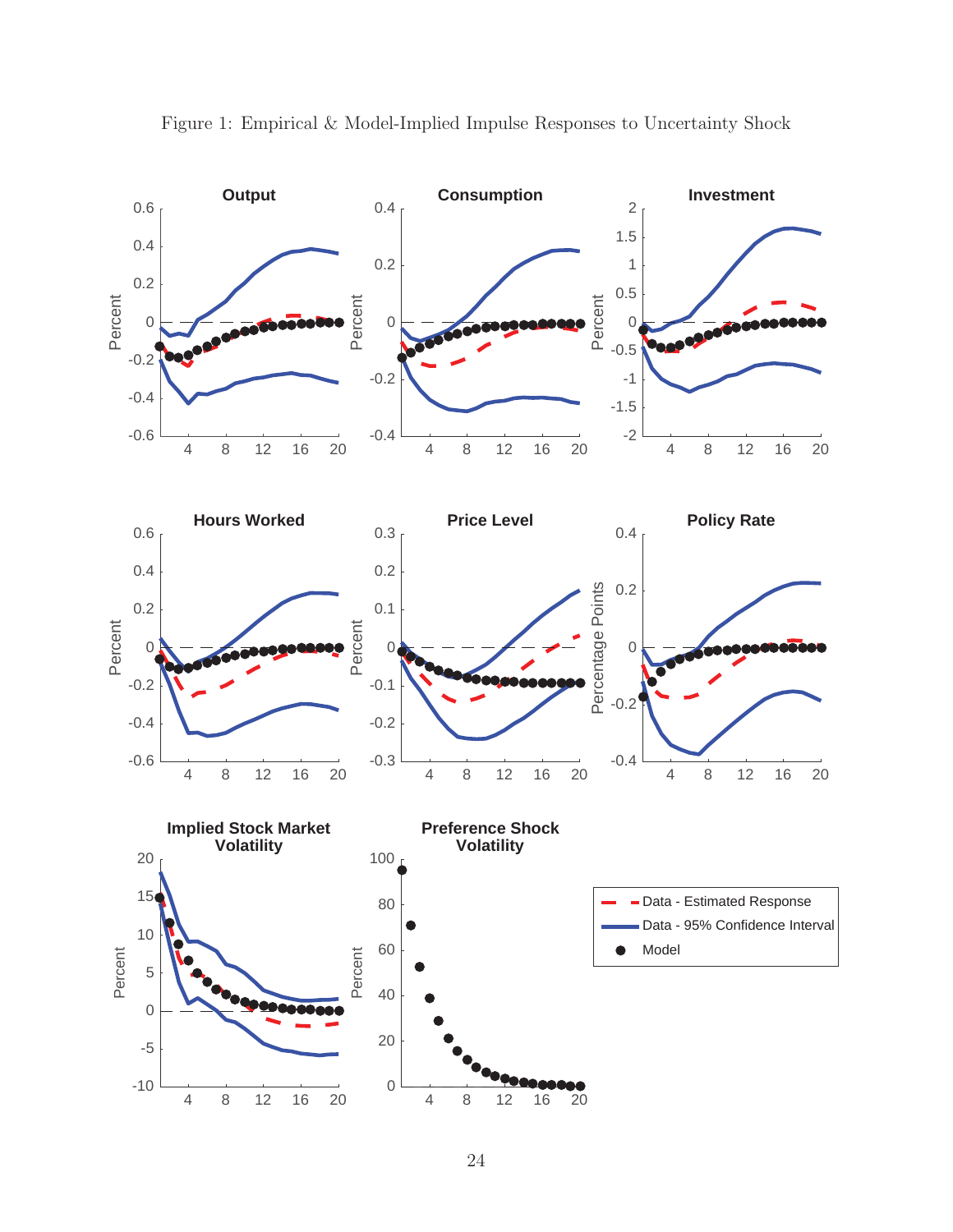Figure 1: Empirical & Model-Implied Impulse Responses to Uncertainty Shock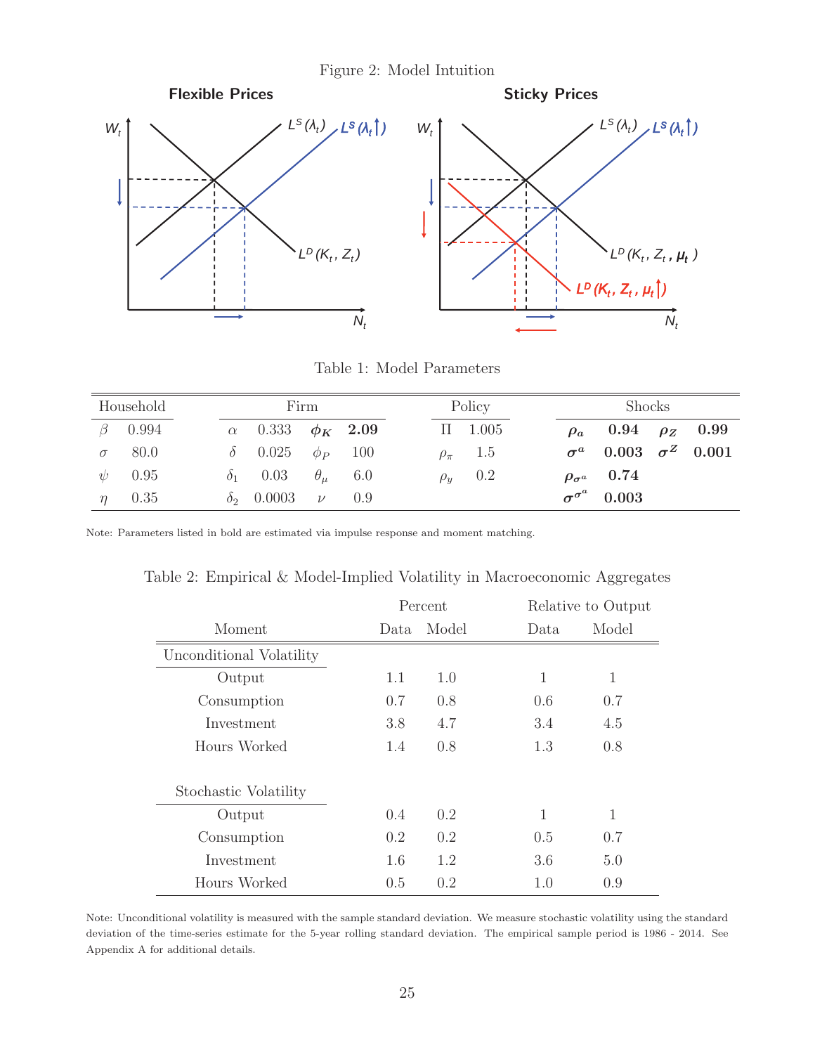Figure 2: Model Intuition

Table 1: Model Parameters

| Household | | Firm | | | | Policy | | Shocks | | | |
|---|---|---|---|---|---|---|---|---|---|---|---|
| $\beta$ | 0.994 | $\alpha$ | 0.333 | $\boldsymbol{\phi_K}$ | **2.09** | $\Pi$ | 1.005 | $\boldsymbol{\rho_a}$ | **0.94** | $\boldsymbol{\rho_Z}$ | **0.99** |
| $\sigma$ | 80.0 | $\delta$ | 0.025 | $\phi_P$ | 100 | $\rho_\pi$ | 1.5 | $\boldsymbol{\sigma^a}$ | **0.003** | $\boldsymbol{\sigma^Z}$ | **0.001** |
| $\psi$ | 0.95 | $\delta_1$ | 0.03 | $\theta_\mu$ | 6.0 | $\rho_y$ | 0.2 | $\boldsymbol{\rho_{\sigma^a}}$ | **0.74** | | |
| $\eta$ | 0.35 | $\delta_2$ | 0.0003 | $\nu$ | 0.9 | | | $\boldsymbol{\sigma^{\sigma^a}}$ | **0.003** | | |

Note: Parameters listed in bold are estimated via impulse response and moment matching.

Table 2: Empirical & Model-Implied Volatility in Macroeconomic Aggregates

| | Percent | | Relative to Output | |
|---|---|---|---|---|
| Moment | Data | Model | Data | Model |
| Unconditional Volatility | | | | |
| Output | 1.1 | 1.0 | 1 | 1 |
| Consumption | 0.7 | 0.8 | 0.6 | 0.7 |
| Investment | 3.8 | 4.7 | 3.4 | 4.5 |
| Hours Worked | 1.4 | 0.8 | 1.3 | 0.8 |
| Stochastic Volatility | | | | |
| Output | 0.4 | 0.2 | 1 | 1 |
| Consumption | 0.2 | 0.2 | 0.5 | 0.7 |
| Investment | 1.6 | 1.2 | 3.6 | 5.0 |
| Hours Worked | 0.5 | 0.2 | 1.0 | 0.9 |

Note: Unconditional volatility is measured with the sample standard deviation. We measure stochastic volatility using the standard deviation of the time-series estimate for the 5-year rolling standard deviation. The empirical sample period is 1986 - 2014. See Appendix A for additional details.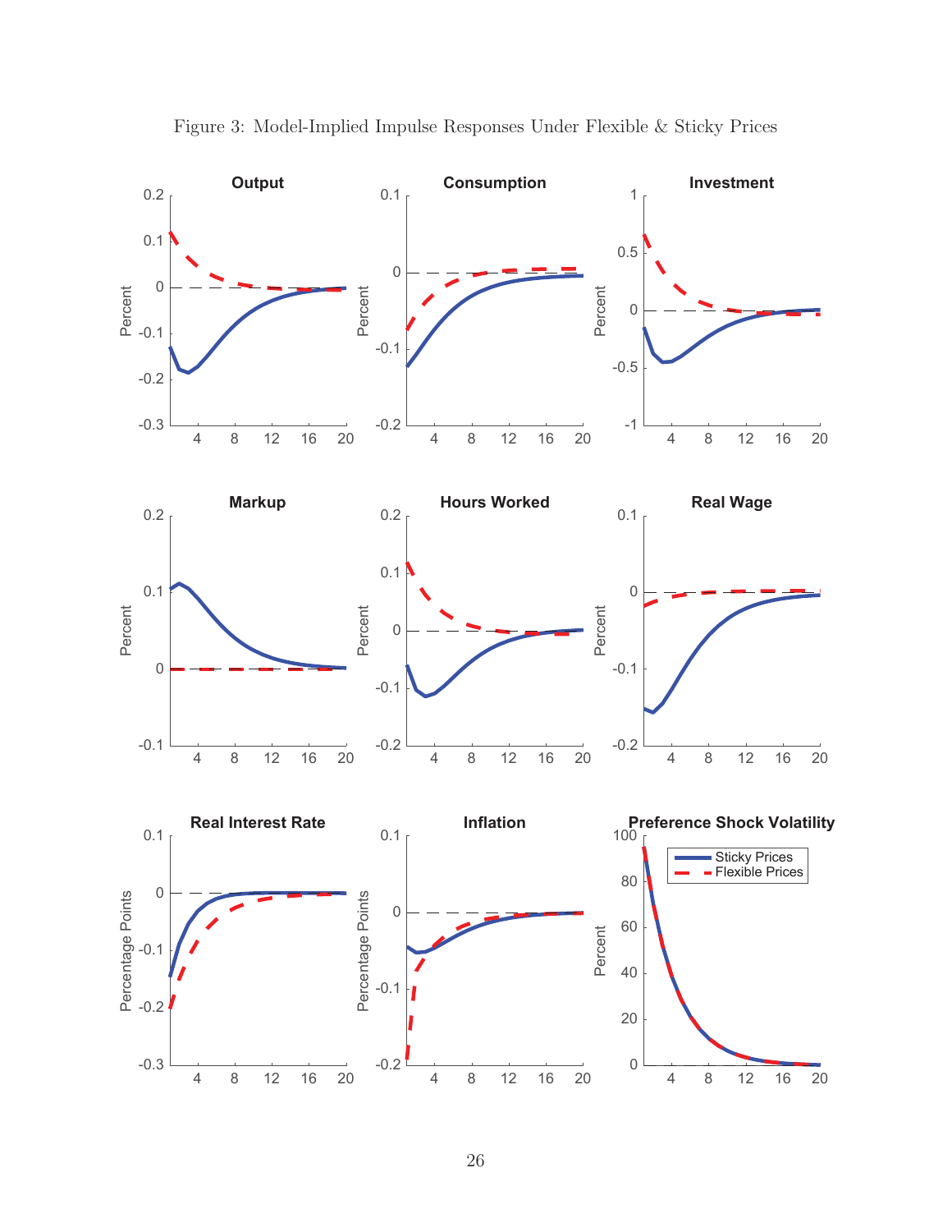Figure 3: Model-Implied Impulse Responses Under Flexible & Sticky Prices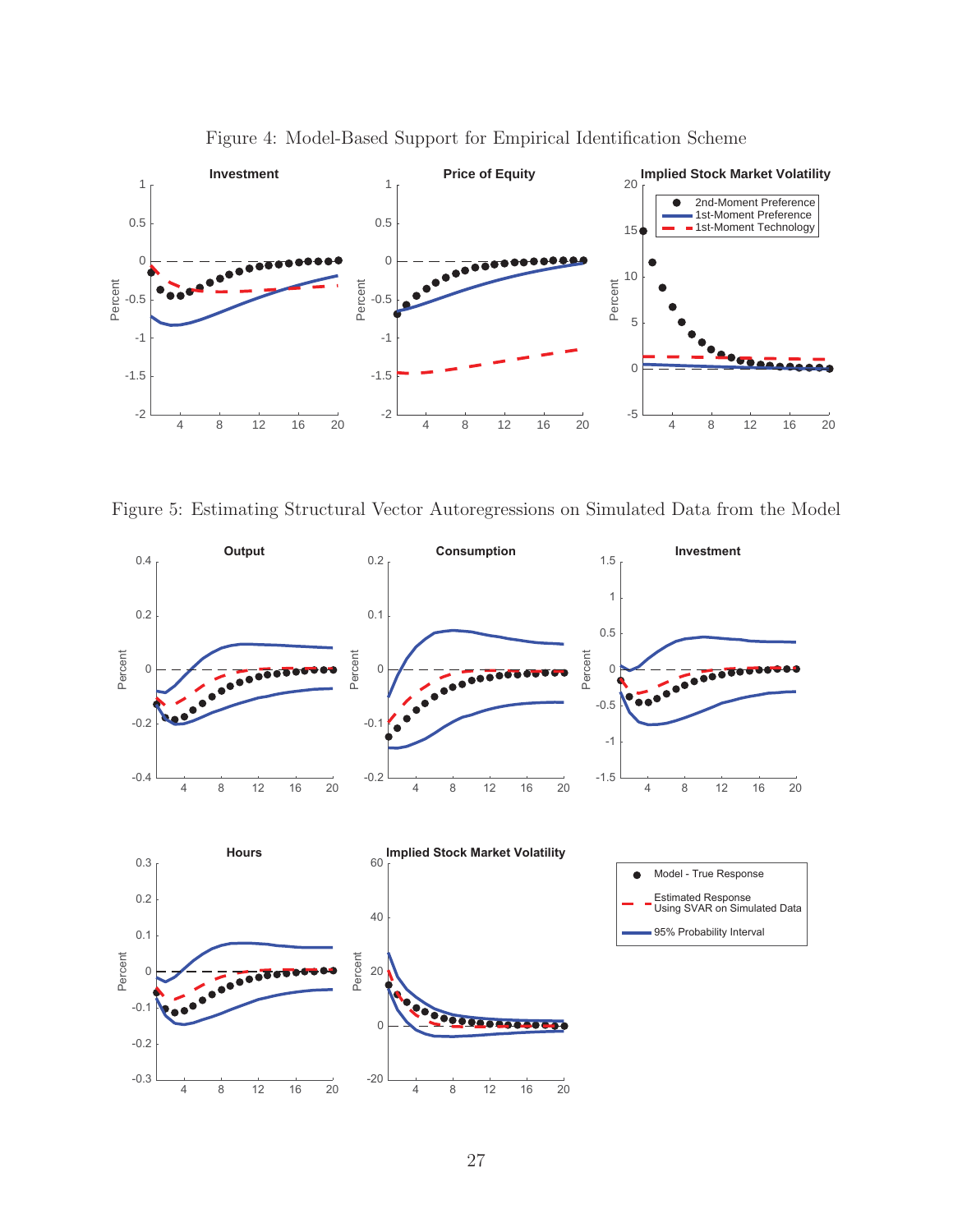Figure 4: Model-Based Support for Empirical Identification Scheme

Figure 5: Estimating Structural Vector Autoregressions on Simulated Data from the Model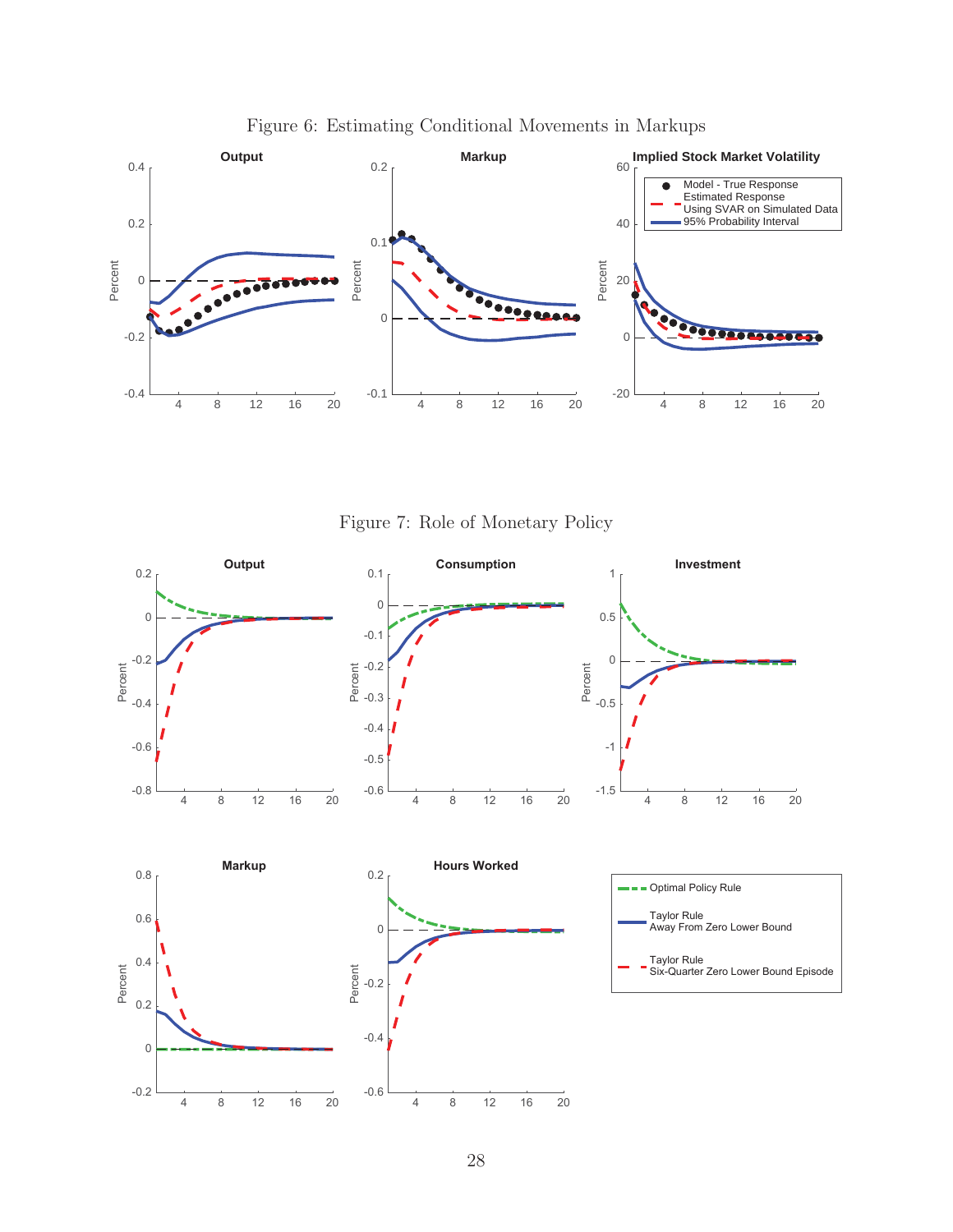Figure 6: Estimating Conditional Movements in Markups

Output

Percent

0.4
0.2
0
-0.2
-0.4

4 8 12 16 20

Markup

Percent

0.2
0.1
0
-0.1

4 8 12 16 20

Implied Stock Market Volatility

Percent

60
40
20
0
-20

4 8 12 16 20

Model - True Response
Estimated Response Using SVAR on Simulated Data
95% Probability Interval

Figure 7: Role of Monetary Policy

Output

Percent

0.2
0
-0.2
-0.4
-0.6
-0.8

4 8 12 16 20

Consumption

Percent

0.1
0
-0.1
-0.2
-0.3
-0.4
-0.5
-0.6

4 8 12 16 20

Investment

Percent

1
0.5
0
-0.5
-1
-1.5

4 8 12 16 20

Markup

Percent

0.8
0.6
0.4
0.2
0
-0.2

4 8 12 16 20

Hours Worked

Percent

0.2
0
-0.2
-0.4
-0.6

4 8 12 16 20

Optimal Policy Rule

Taylor Rule
Away From Zero Lower Bound

Taylor Rule
Six-Quarter Zero Lower Bound Episode